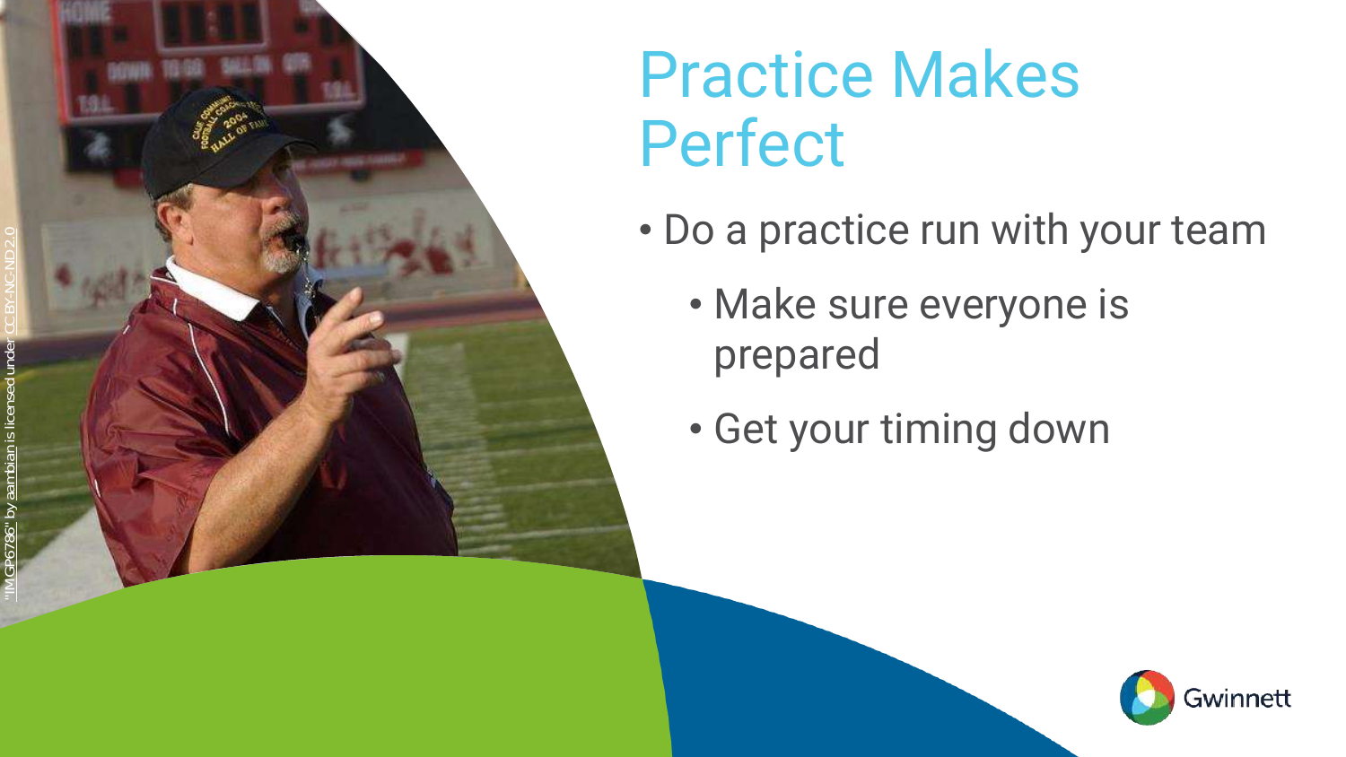# Practice Makes Perfect

- Do a practice run with your team
  - Make sure everyone is prepared
  - Get your timing down

"IMGP6786" by aambian is licensed under CC BY-NC-ND 2.0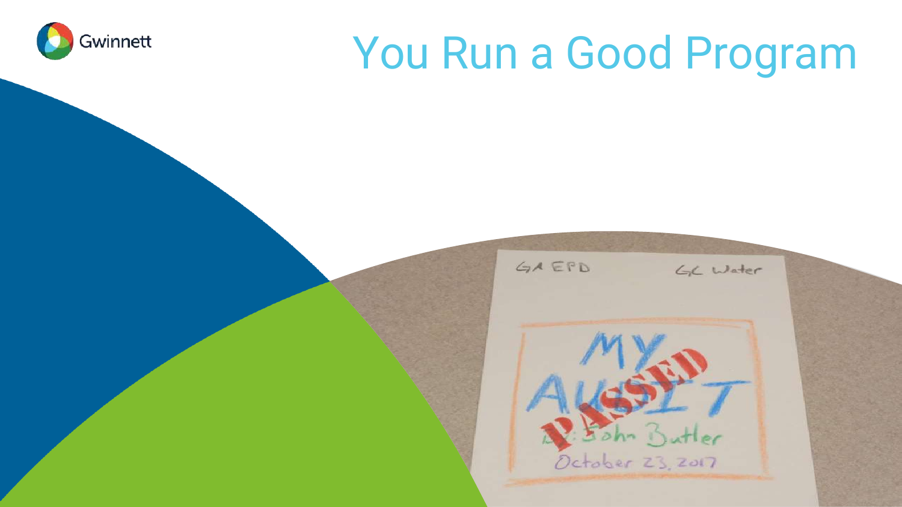# You Run a Good Program

GA EPD GC Water

MY AUDIT

PASSED

By: John Butler

October 23, 2017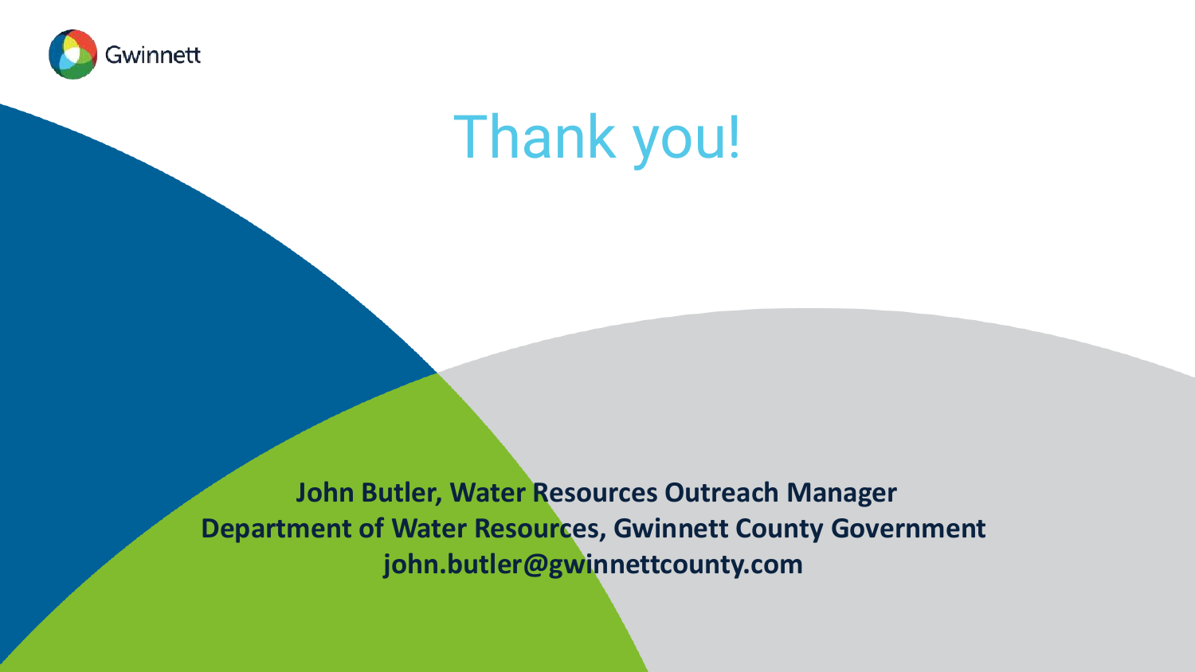Gwinnett

# Thank you!

**John Butler, Water Resources Outreach Manager**
**Department of Water Resources, Gwinnett County Government**
**john.butler@gwinnettcounty.com**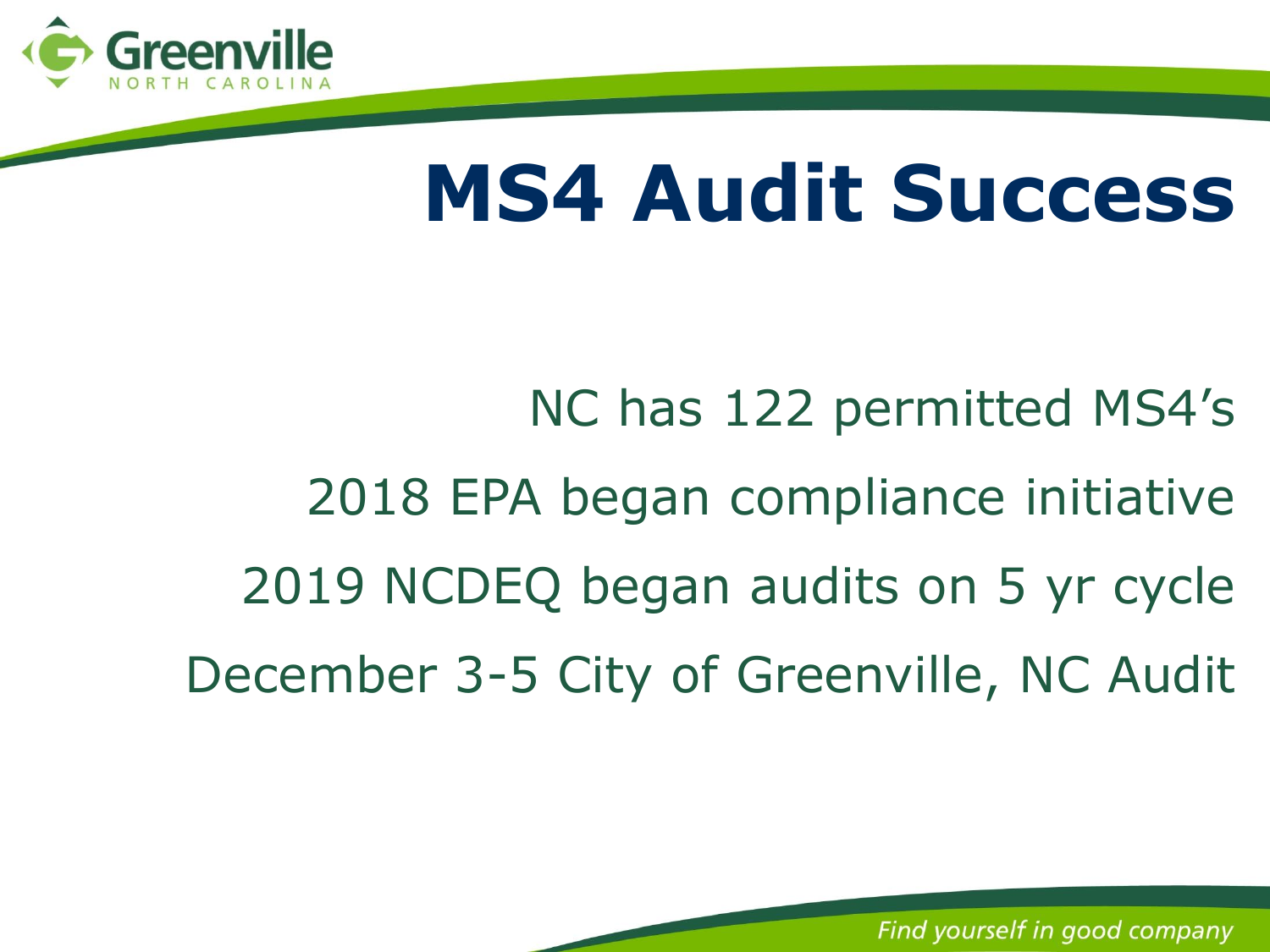# MS4 Audit Success

NC has 122 permitted MS4's

2018 EPA began compliance initiative

2019 NCDEQ began audits on 5 yr cycle

December 3-5 City of Greenville, NC Audit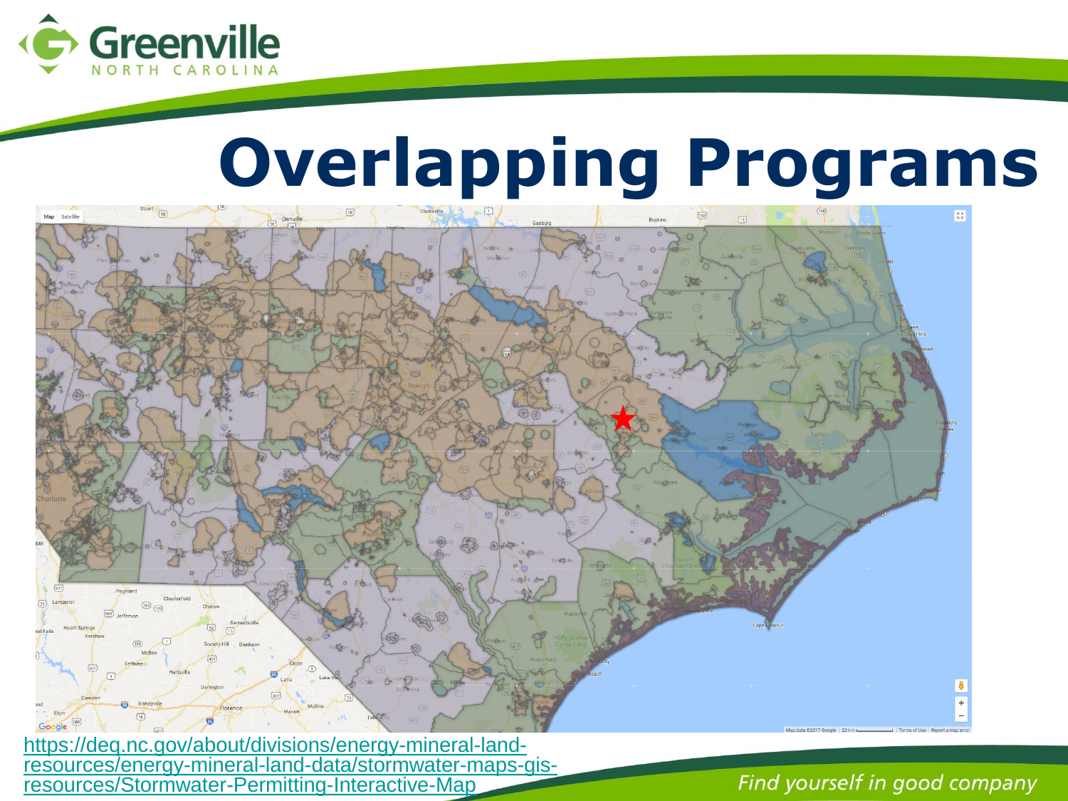# Overlapping Programs

https://deq.nc.gov/about/divisions/energy-mineral-land-resources/energy-mineral-land-data/stormwater-maps-gis-resources/Stormwater-Permitting-Interactive-Map

*Find yourself in good company*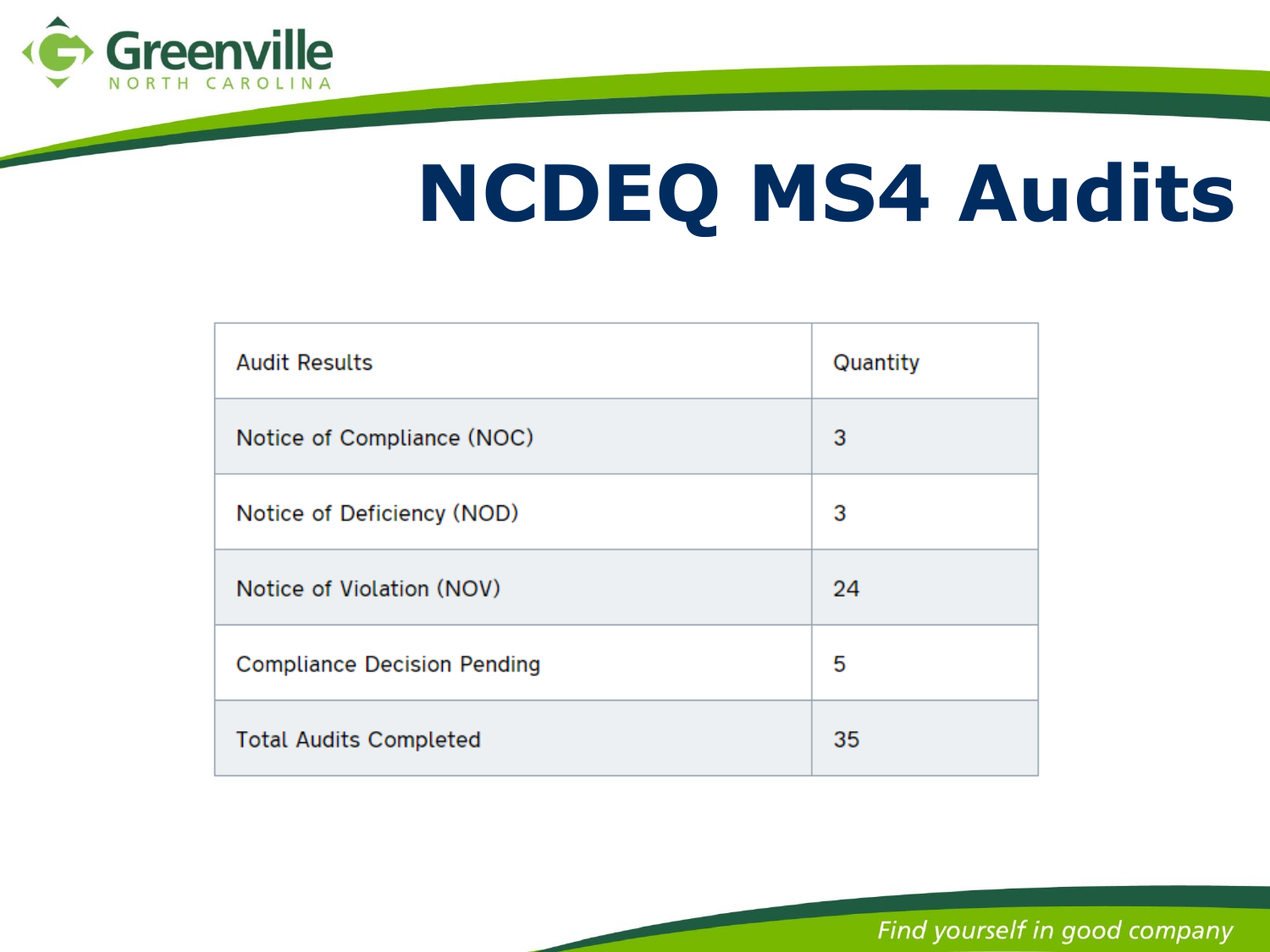# NCDEQ MS4 Audits

| Audit Results | Quantity |
|---|---|
| Notice of Compliance (NOC) | 3 |
| Notice of Deficiency (NOD) | 3 |
| Notice of Violation (NOV) | 24 |
| Compliance Decision Pending | 5 |
| Total Audits Completed | 35 |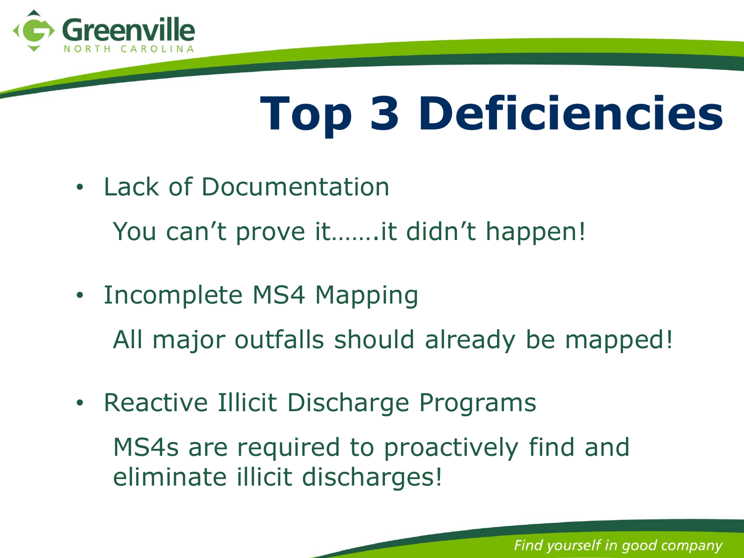# Top 3 Deficiencies

- Lack of Documentation

  You can't prove it…….it didn't happen!

- Incomplete MS4 Mapping

  All major outfalls should already be mapped!

- Reactive Illicit Discharge Programs

  MS4s are required to proactively find and eliminate illicit discharges!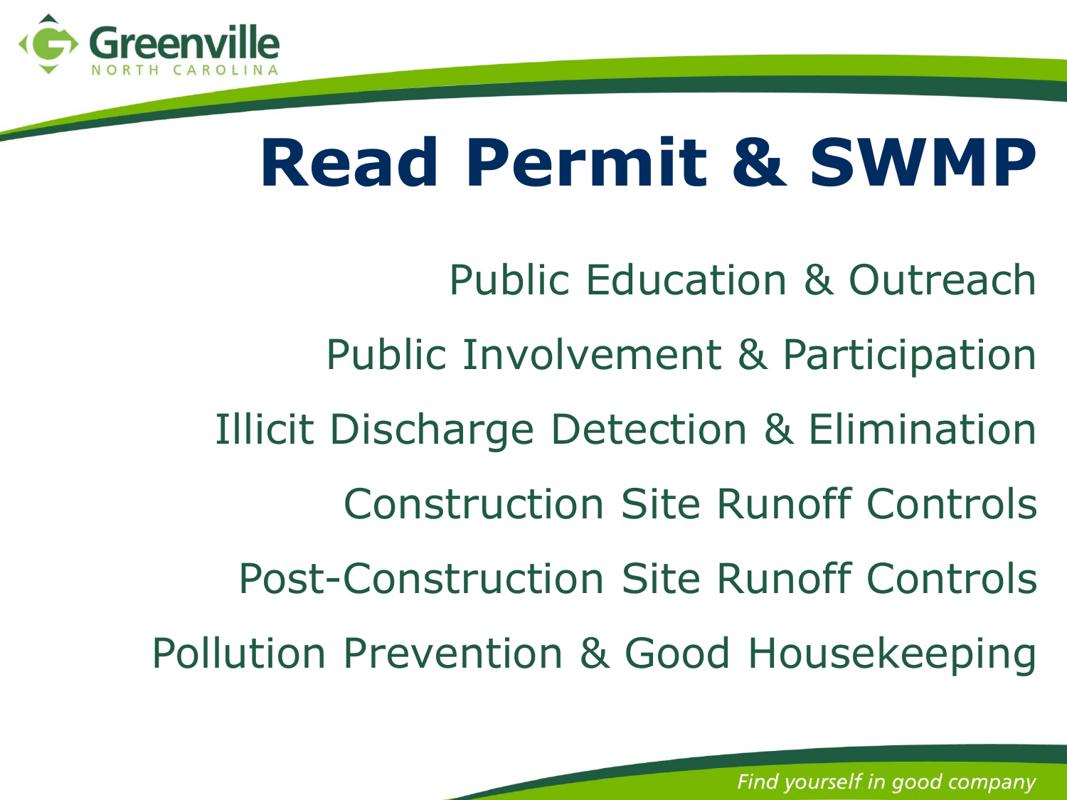# Read Permit & SWMP

Public Education & Outreach

Public Involvement & Participation

Illicit Discharge Detection & Elimination

Construction Site Runoff Controls

Post-Construction Site Runoff Controls

Pollution Prevention & Good Housekeeping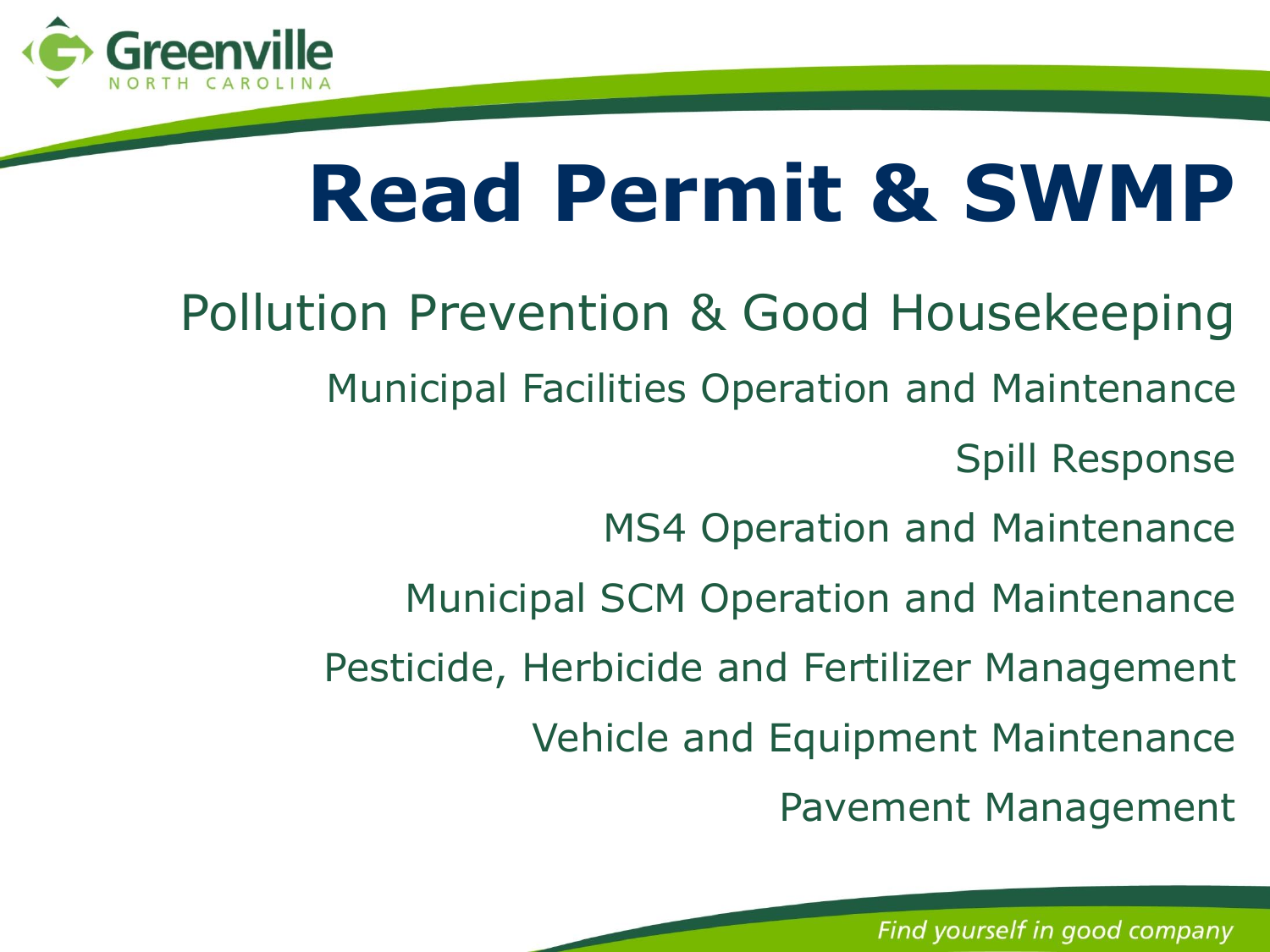# Read Permit & SWMP

## Pollution Prevention & Good Housekeeping

- Municipal Facilities Operation and Maintenance
- Spill Response
- MS4 Operation and Maintenance
- Municipal SCM Operation and Maintenance
- Pesticide, Herbicide and Fertilizer Management
- Vehicle and Equipment Maintenance
- Pavement Management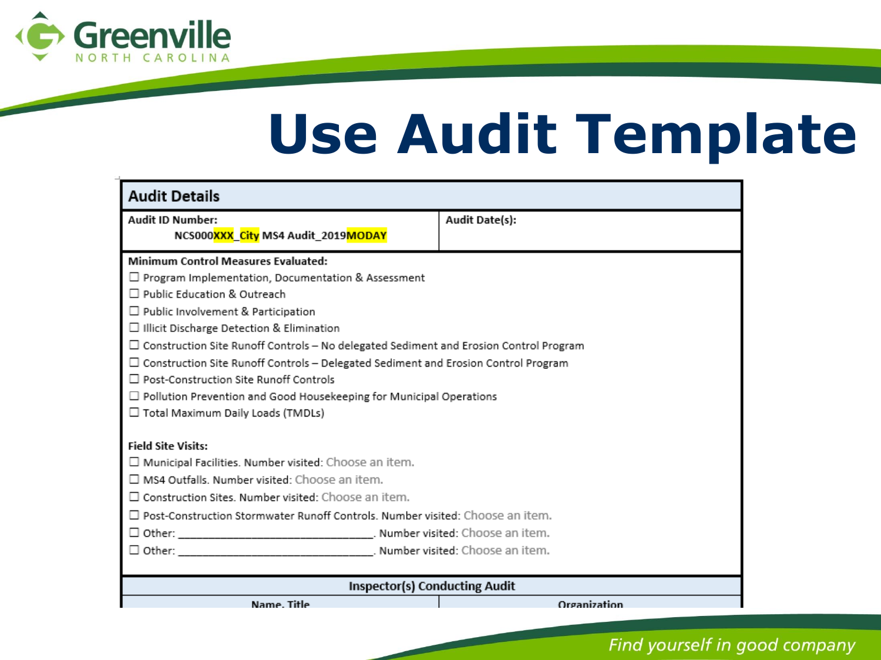# Use Audit Template

| Audit Details | |
|---|---|
| **Audit ID Number:** NCS000XXX_City MS4 Audit_2019MODAY | **Audit Date(s):** |

**Minimum Control Measures Evaluated:**

☐ Program Implementation, Documentation & Assessment
☐ Public Education & Outreach
☐ Public Involvement & Participation
☐ Illicit Discharge Detection & Elimination
☐ Construction Site Runoff Controls – No delegated Sediment and Erosion Control Program
☐ Construction Site Runoff Controls – Delegated Sediment and Erosion Control Program
☐ Post-Construction Site Runoff Controls
☐ Pollution Prevention and Good Housekeeping for Municipal Operations
☐ Total Maximum Daily Loads (TMDLs)

**Field Site Visits:**

☐ Municipal Facilities. Number visited: Choose an item.
☐ MS4 Outfalls. Number visited: Choose an item.
☐ Construction Sites. Number visited: Choose an item.
☐ Post-Construction Stormwater Runoff Controls. Number visited: Choose an item.
☐ Other: ________________________________. Number visited: Choose an item.
☐ Other: ________________________________. Number visited: Choose an item.

| Inspector(s) Conducting Audit | |
|---|---|
| Name, Title | Organization |

*Find yourself in good company*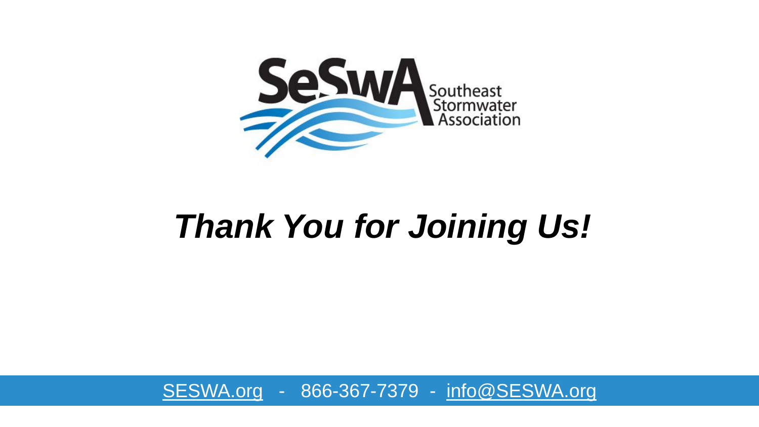SeSwA Southeast Stormwater Association

# *Thank You for Joining Us!*

SESWA.org - 866-367-7379 - info@SESWA.org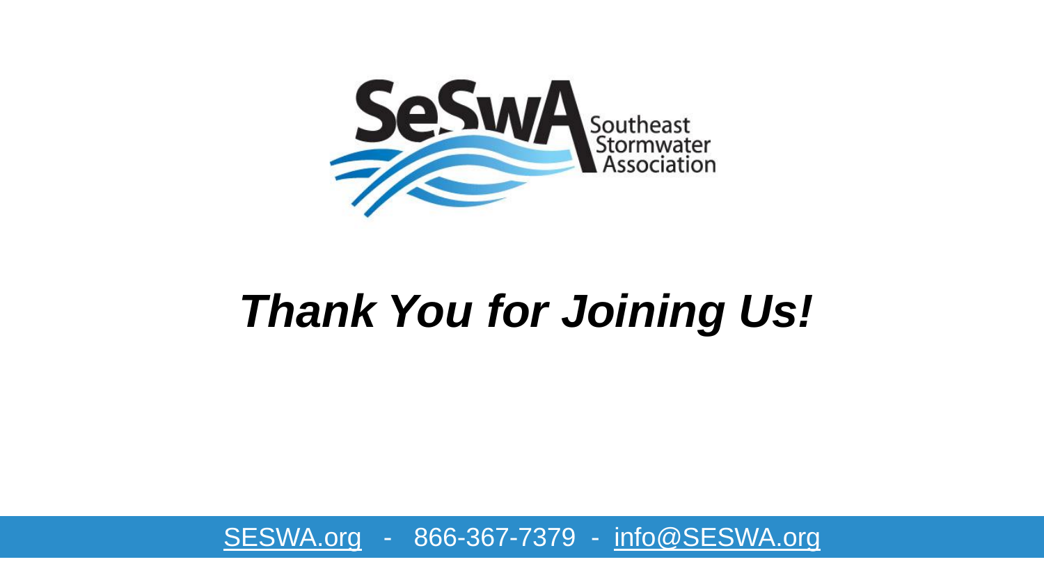SeSwA Southeast Stormwater Association

# *Thank You for Joining Us!*

SESWA.org - 866-367-7379 - info@SESWA.org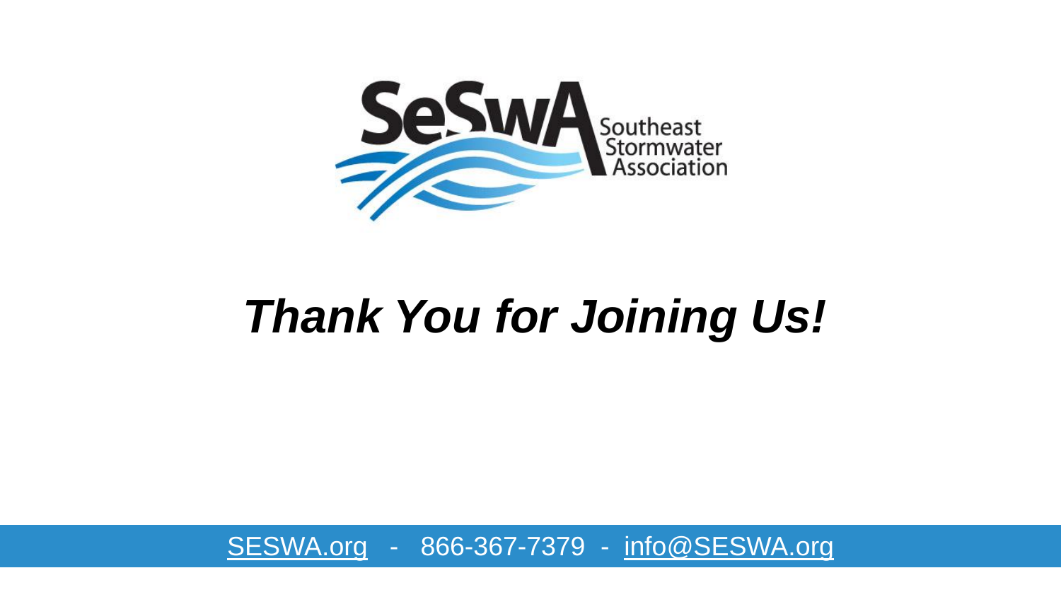SeSwA Southeast Stormwater Association

# *Thank You for Joining Us!*

SESWA.org - 866-367-7379 - info@SESWA.org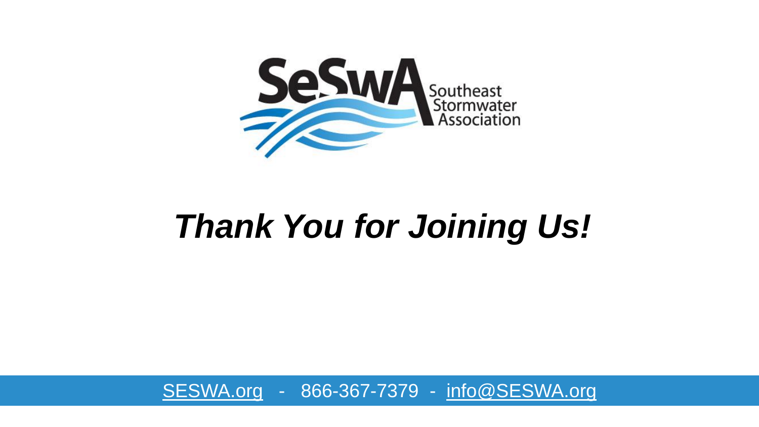SeSwA Southeast Stormwater Association

# *Thank You for Joining Us!*

SESWA.org - 866-367-7379 - info@SESWA.org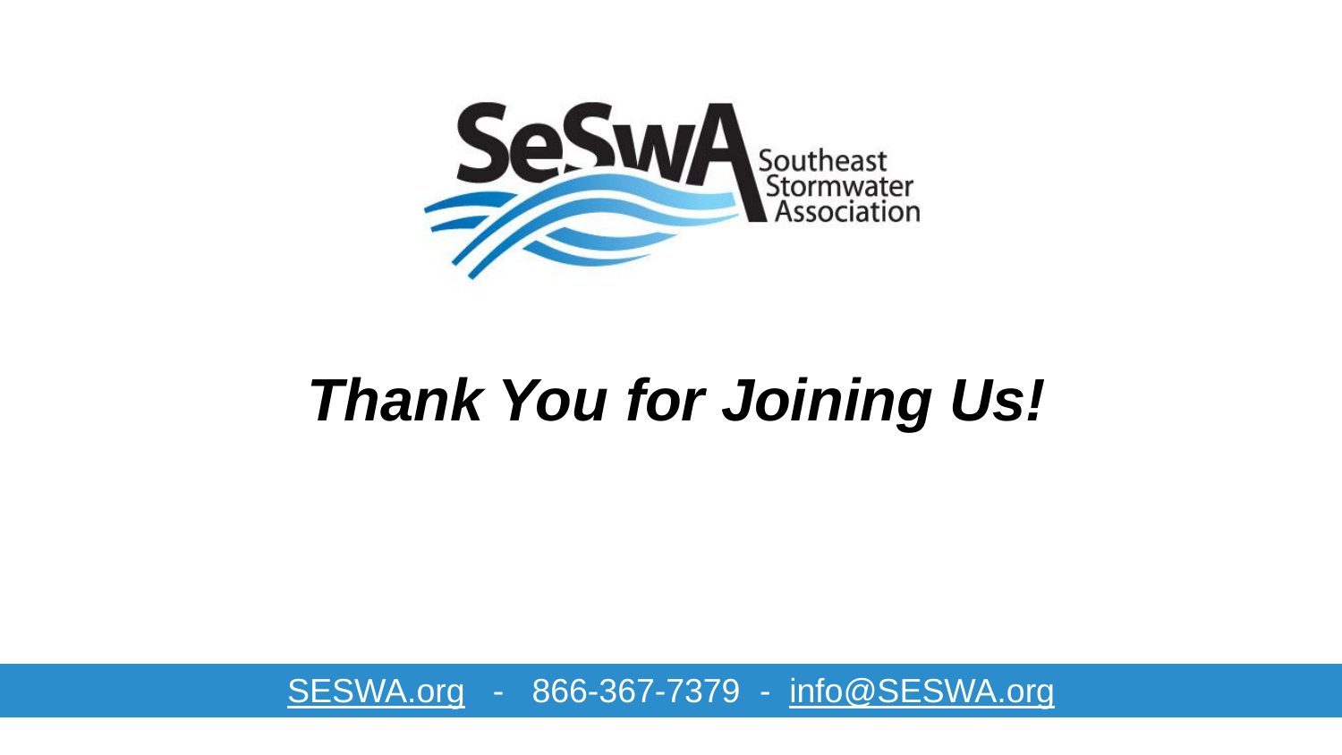SeSwA Southeast Stormwater Association

# *Thank You for Joining Us!*

SESWA.org - 866-367-7379 - info@SESWA.org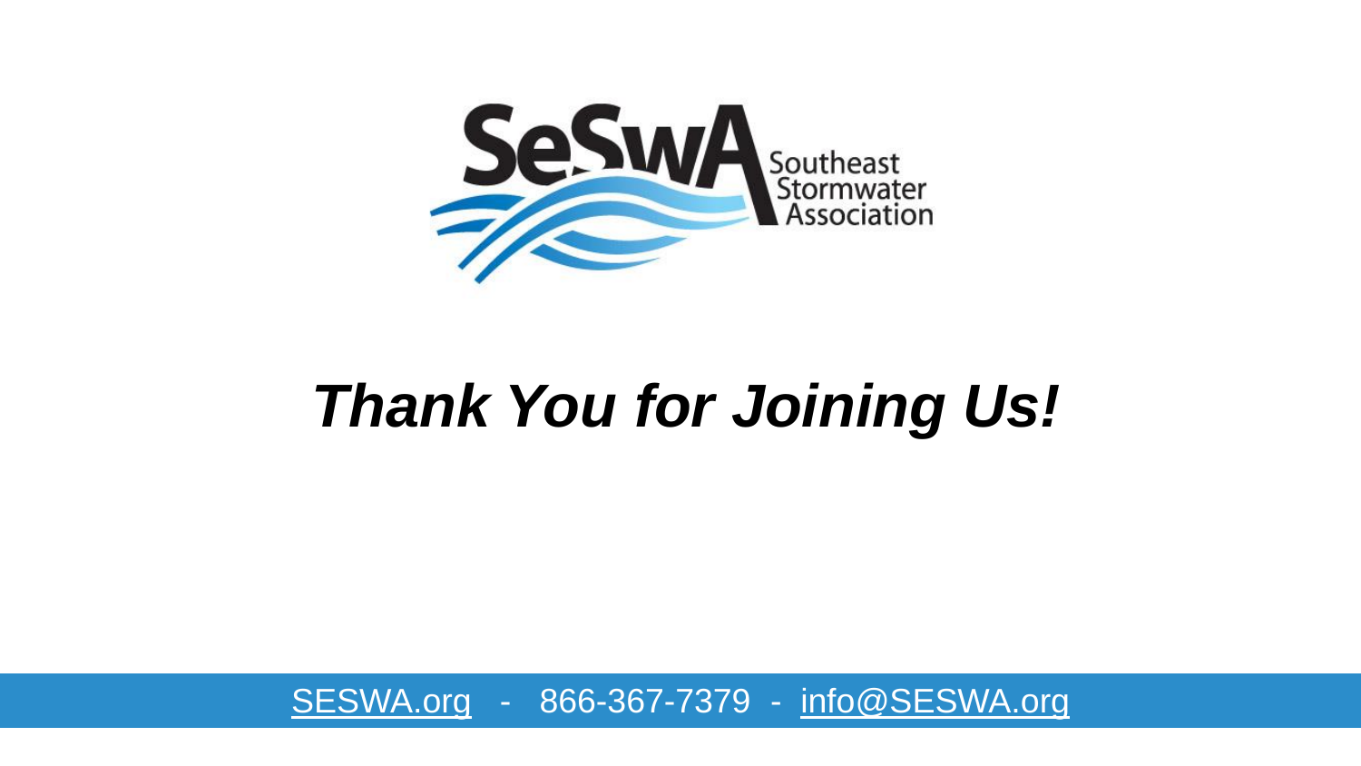SeSwA Southeast Stormwater Association

# *Thank You for Joining Us!*

SESWA.org - 866-367-7379 - info@SESWA.org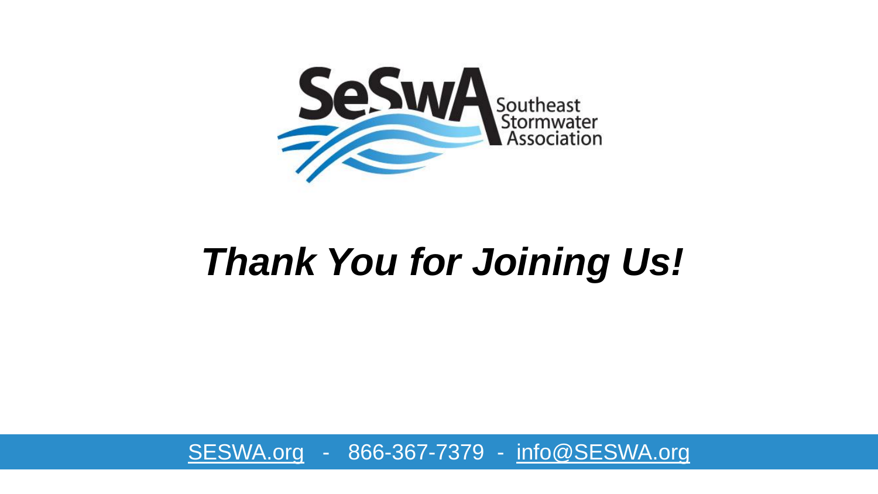SeSwA Southeast Stormwater Association

# *Thank You for Joining Us!*

SESWA.org - 866-367-7379 - info@SESWA.org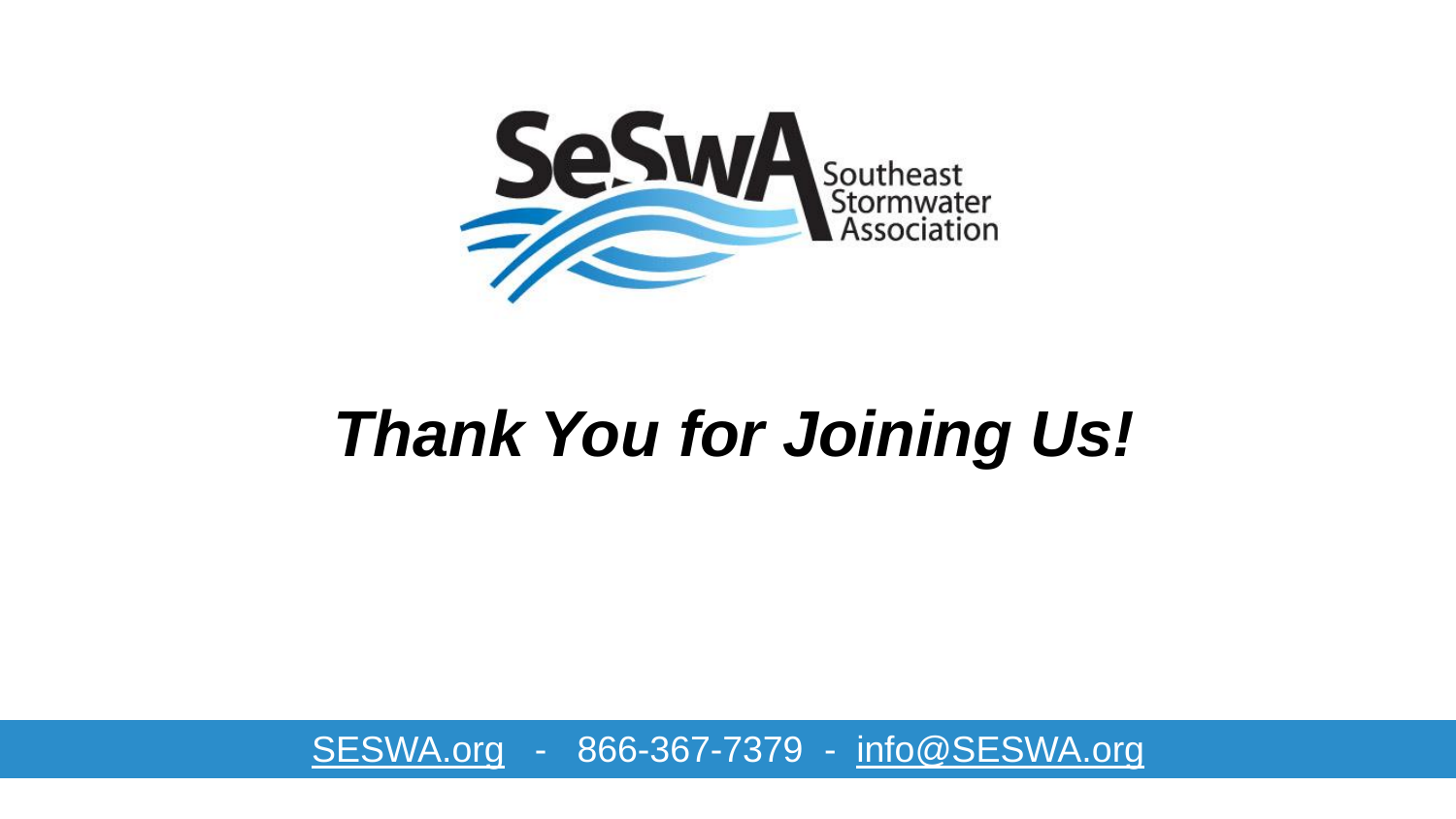SeSwA Southeast Stormwater Association

# *Thank You for Joining Us!*

SESWA.org - 866-367-7379 - info@SESWA.org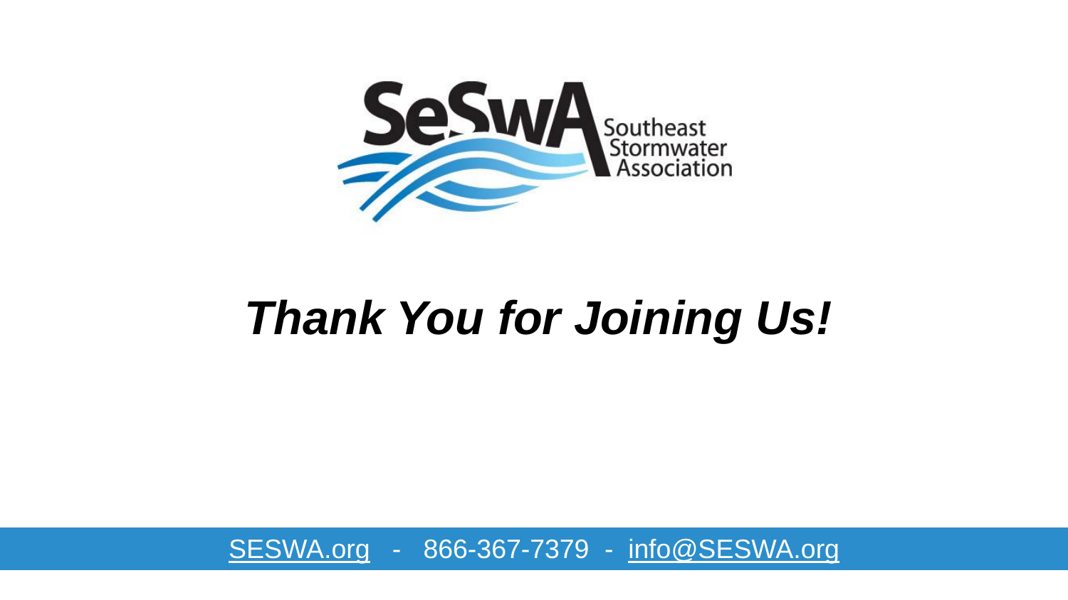SeSwA Southeast Stormwater Association

# *Thank You for Joining Us!*

SESWA.org - 866-367-7379 - info@SESWA.org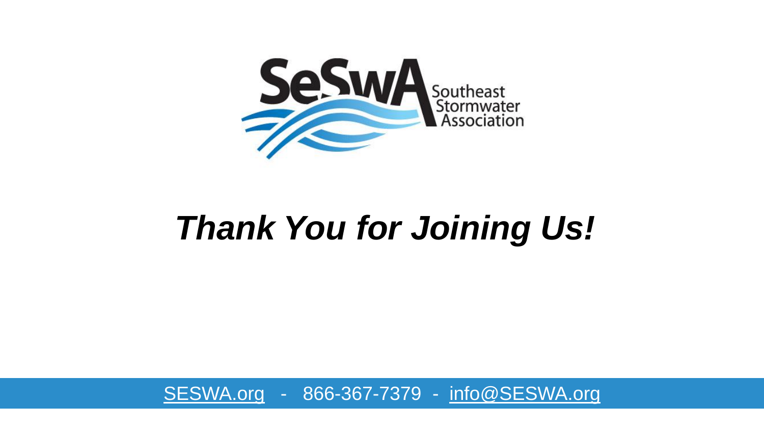SeSwA Southeast Stormwater Association

# *Thank You for Joining Us!*

SESWA.org - 866-367-7379 - info@SESWA.org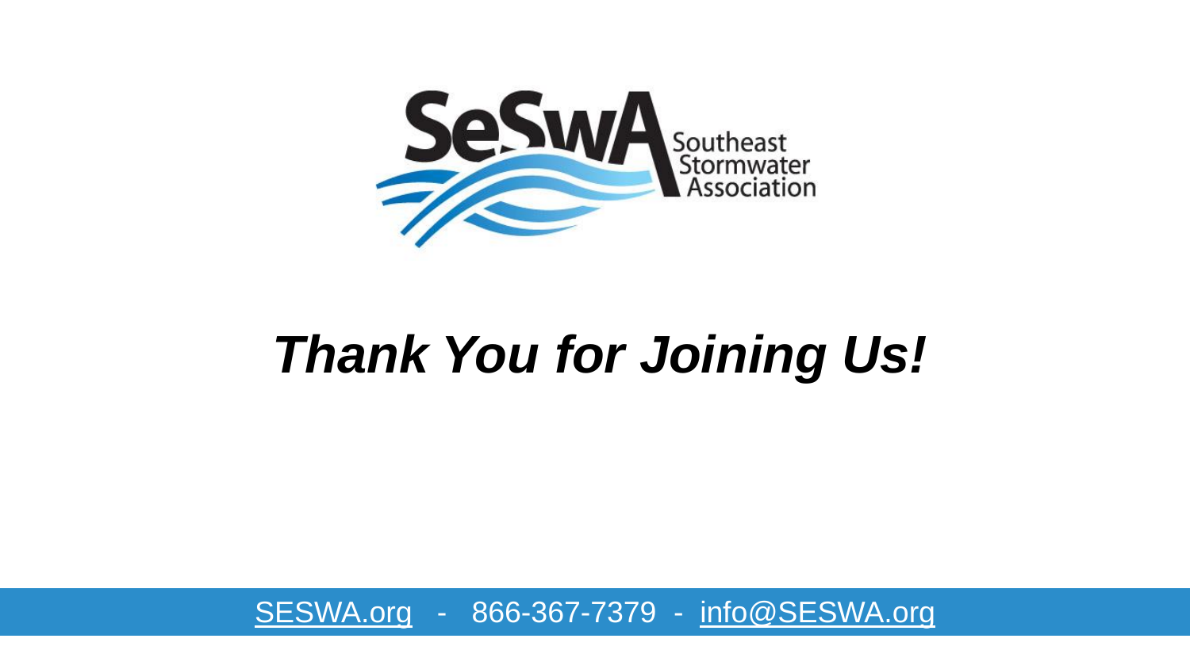SeSwA Southeast Stormwater Association

# *Thank You for Joining Us!*

SESWA.org - 866-367-7379 - info@SESWA.org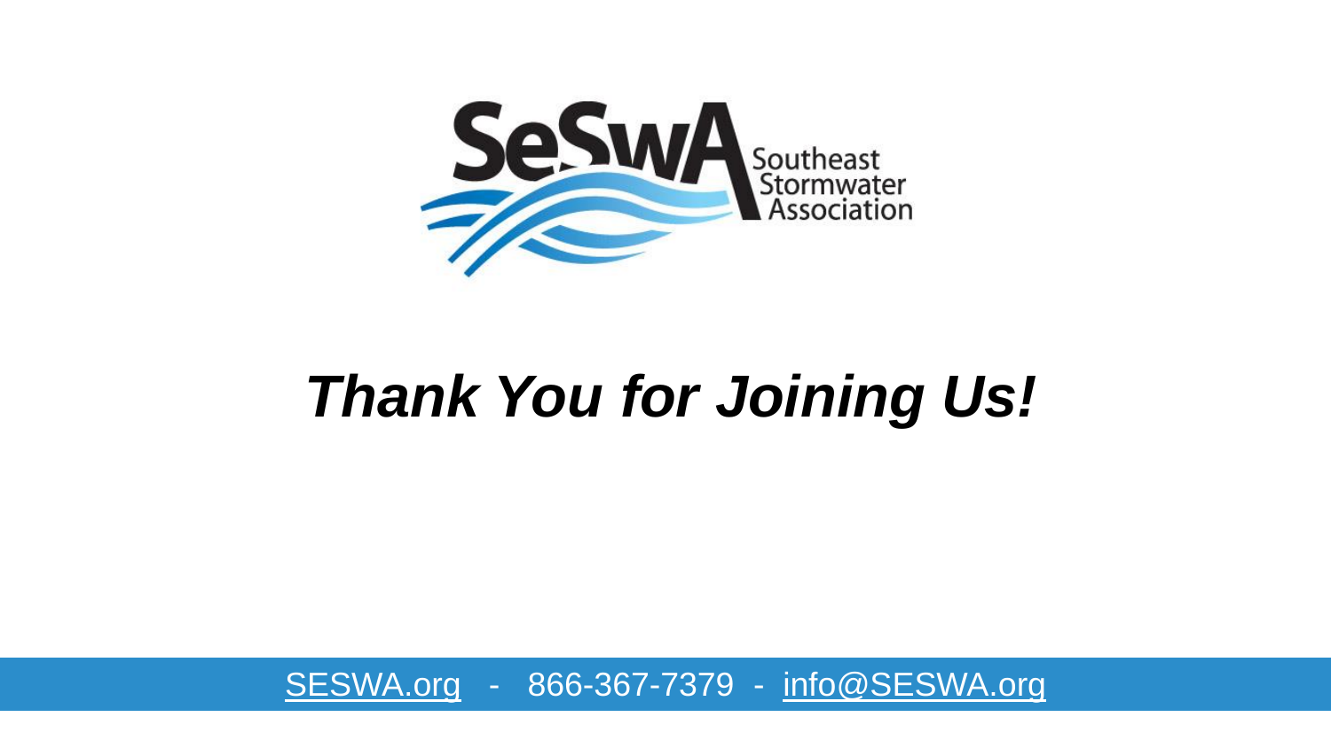SeSwA Southeast Stormwater Association

# ***Thank You for Joining Us!***

SESWA.org - 866-367-7379 - info@SESWA.org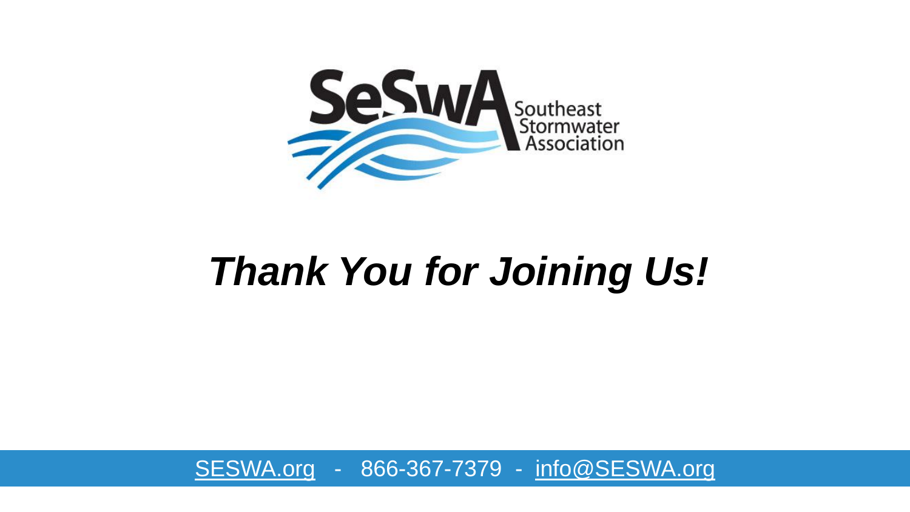SeSwA Southeast Stormwater Association

# *Thank You for Joining Us!*

SESWA.org - 866-367-7379 - info@SESWA.org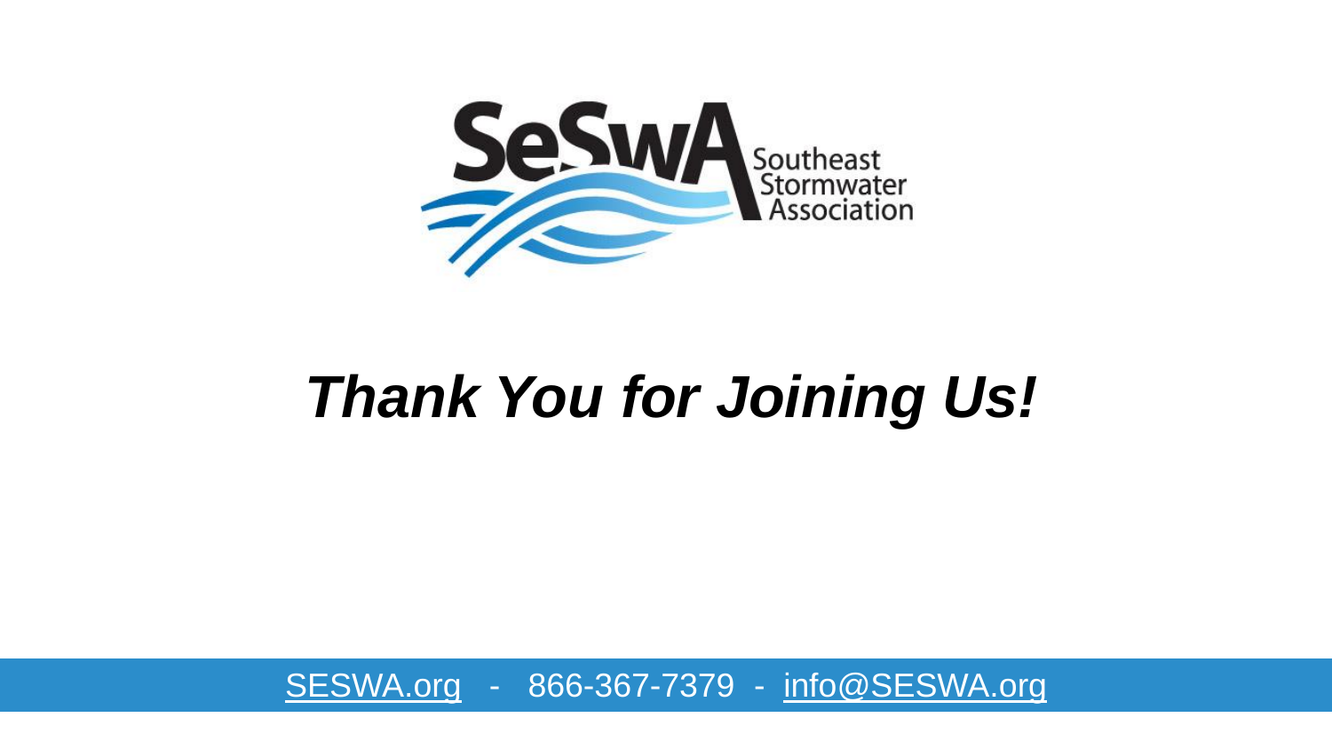SeSwA Southeast Stormwater Association

# *Thank You for Joining Us!*

SESWA.org - 866-367-7379 - info@SESWA.org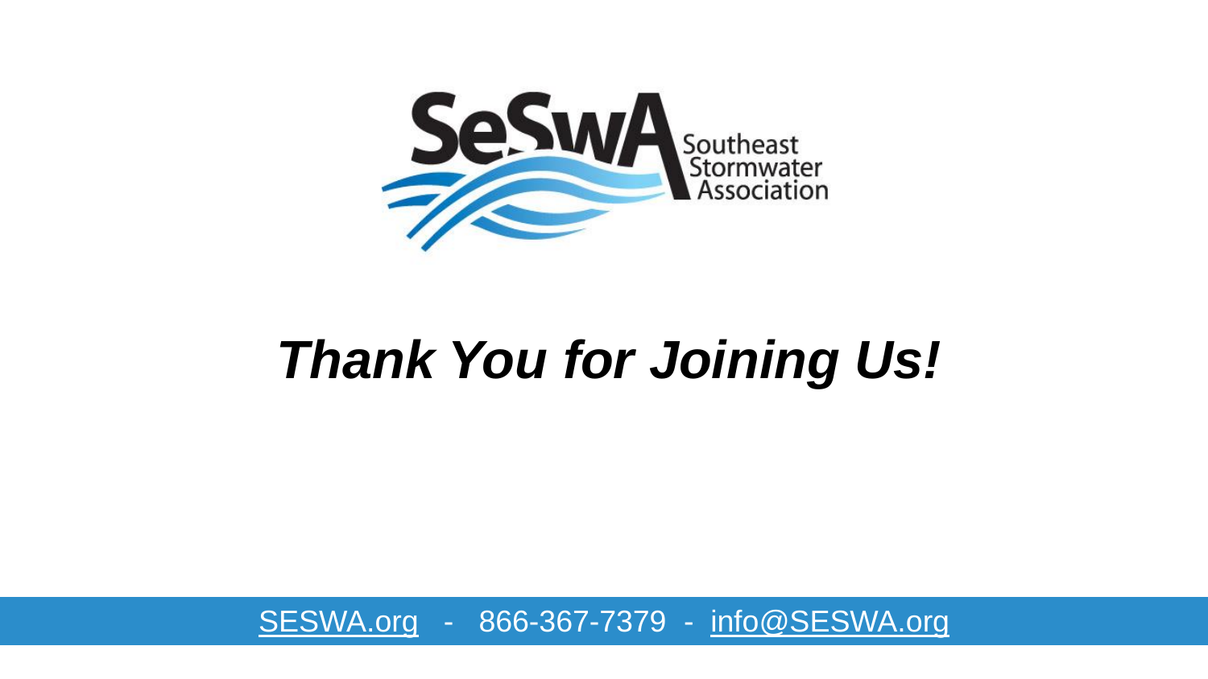SeSwA Southeast Stormwater Association

# *Thank You for Joining Us!*

SESWA.org - 866-367-7379 - info@SESWA.org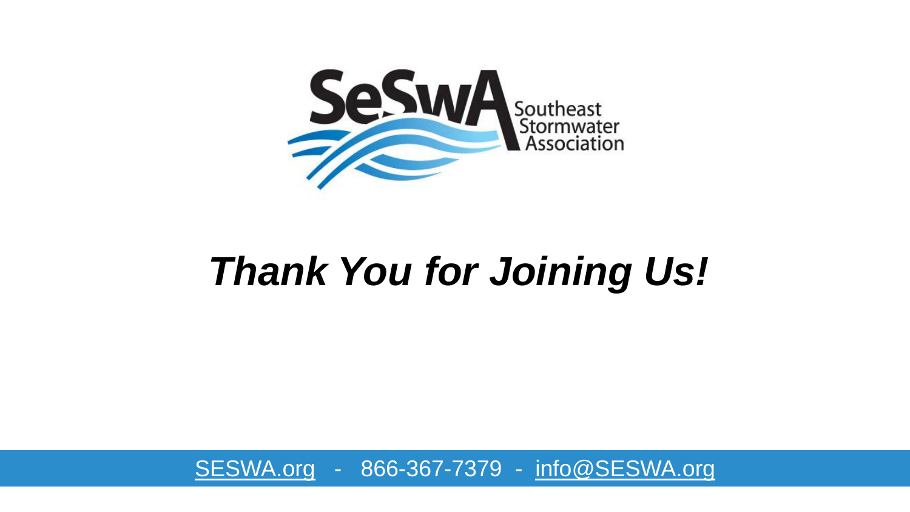SeSwA Southeast Stormwater Association

# *Thank You for Joining Us!*

SESWA.org - 866-367-7379 - info@SESWA.org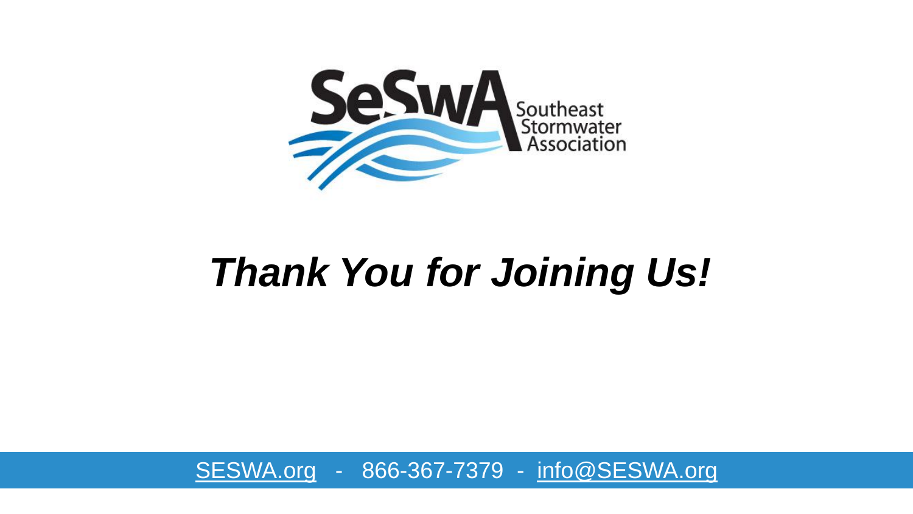SeSwA Southeast Stormwater Association

# *Thank You for Joining Us!*

SESWA.org - 866-367-7379 - info@SESWA.org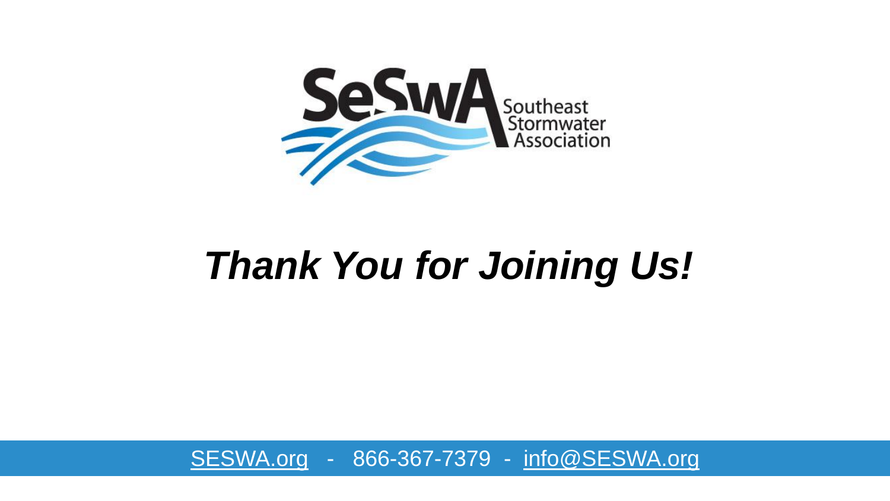SeSwA Southeast Stormwater Association

# *Thank You for Joining Us!*

SESWA.org - 866-367-7379 - info@SESWA.org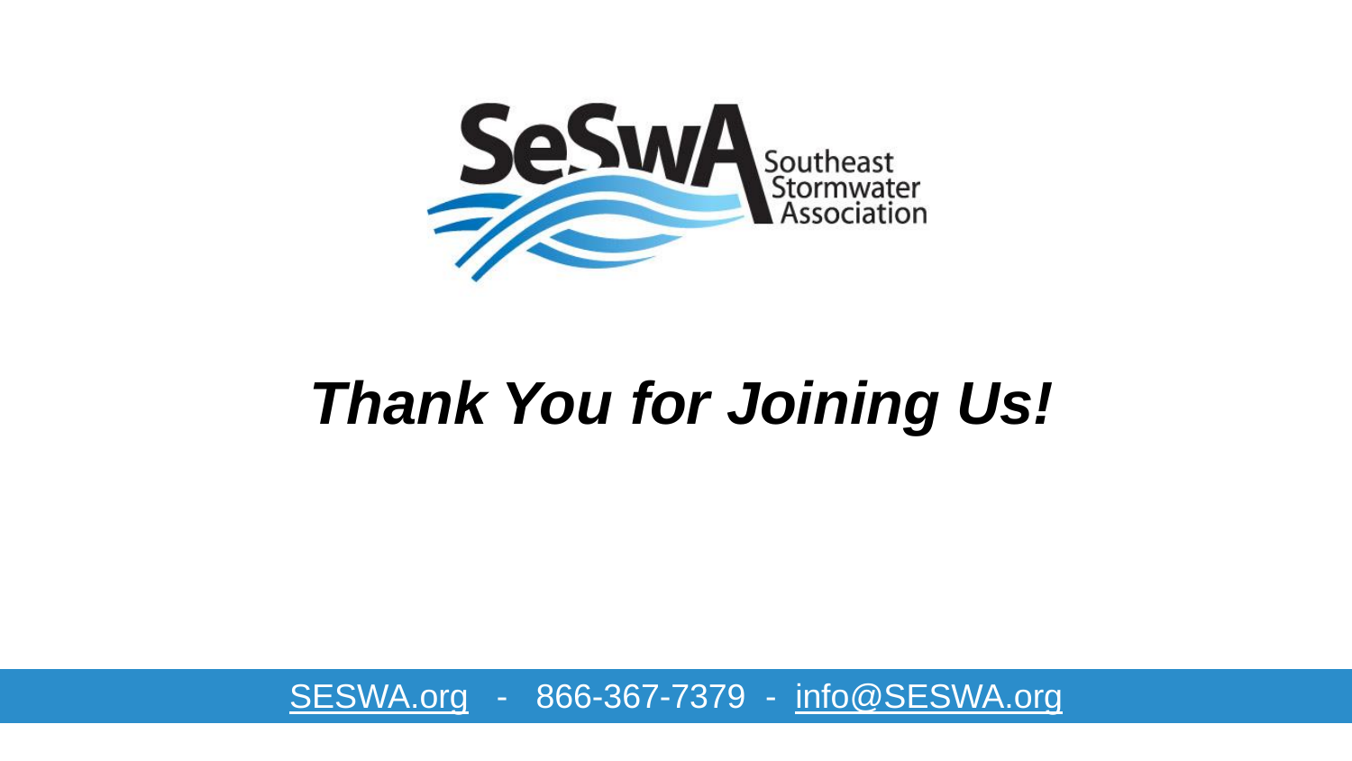SeSwA Southeast Stormwater Association

# *Thank You for Joining Us!*

SESWA.org - 866-367-7379 - info@SESWA.org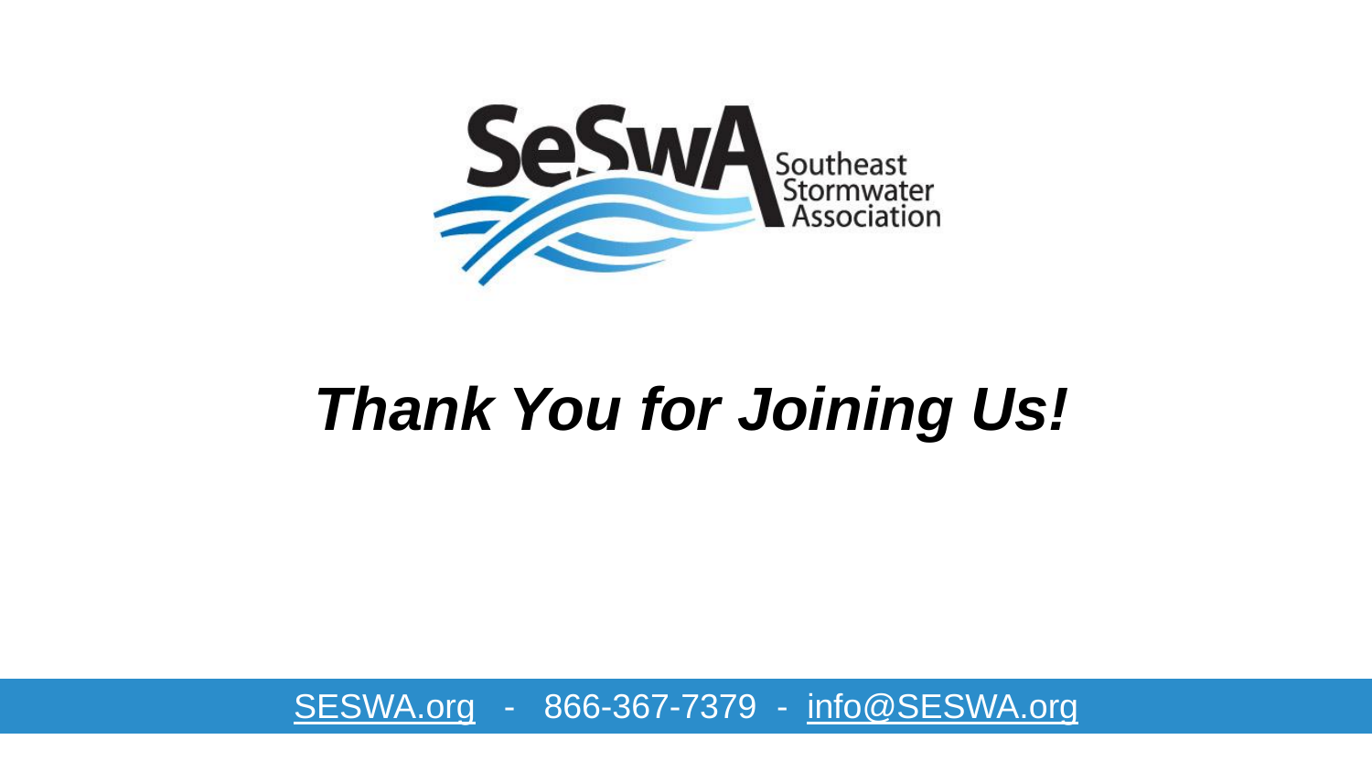SeSwA Southeast Stormwater Association

# *Thank You for Joining Us!*

SESWA.org - 866-367-7379 - info@SESWA.org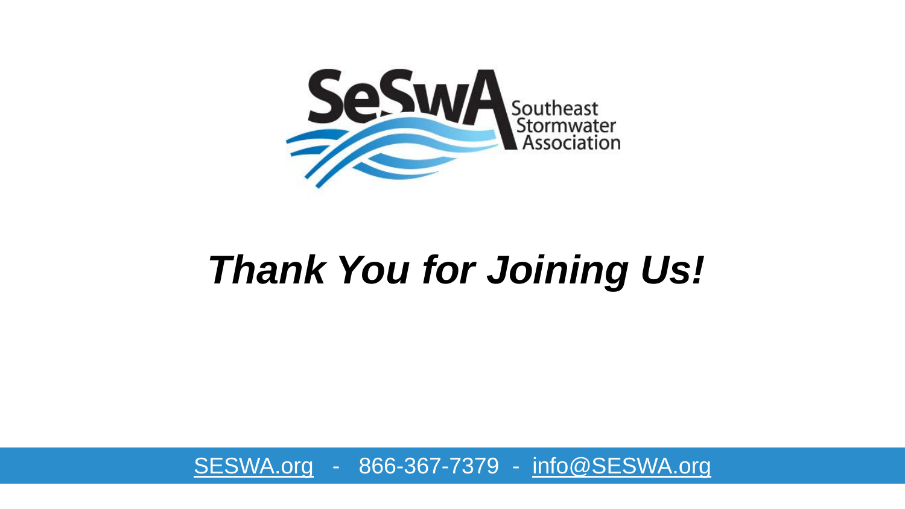SeSwA Southeast Stormwater Association

# *Thank You for Joining Us!*

SESWA.org - 866-367-7379 - info@SESWA.org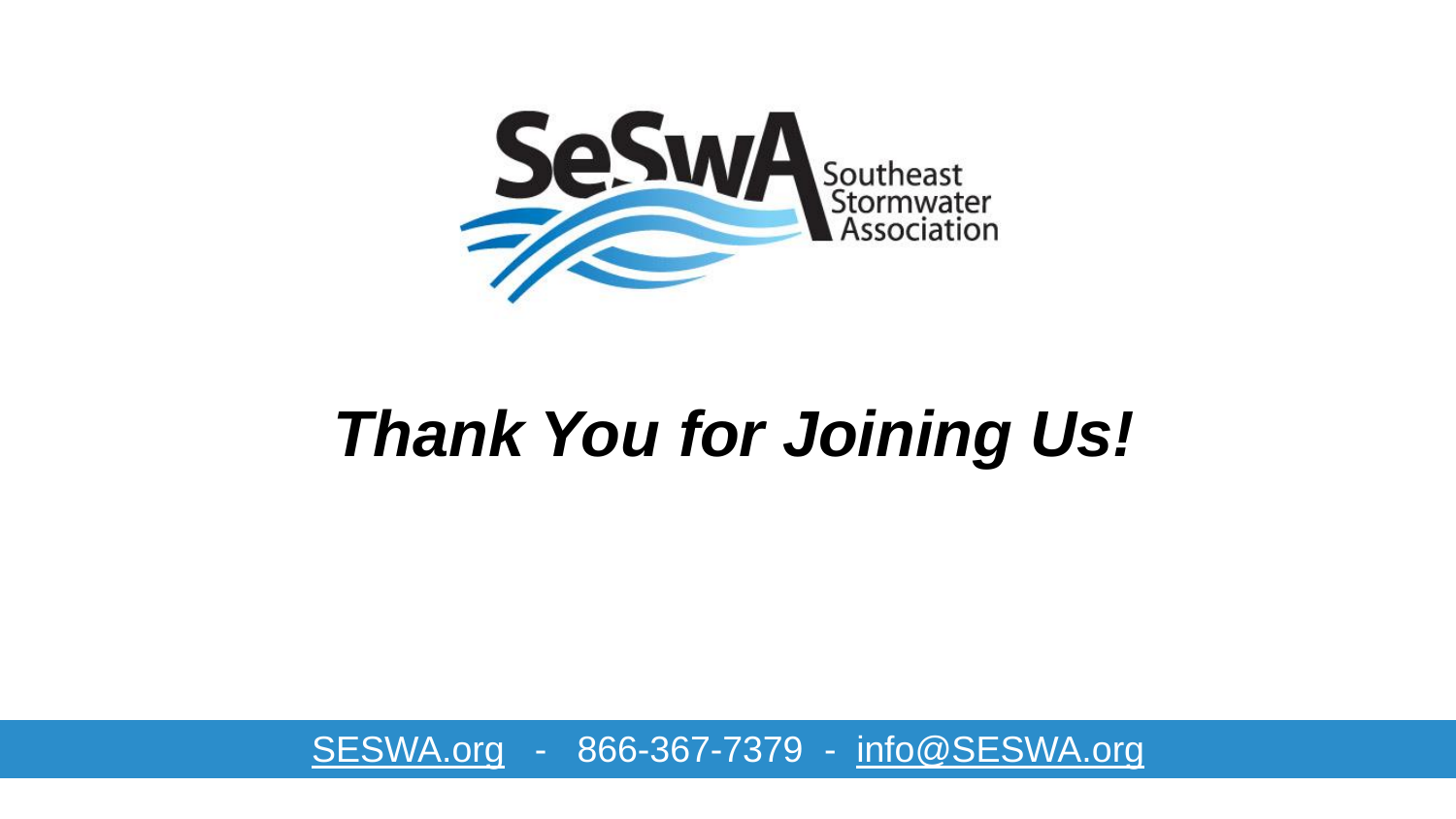SeSwA Southeast Stormwater Association

# *Thank You for Joining Us!*

SESWA.org - 866-367-7379 - info@SESWA.org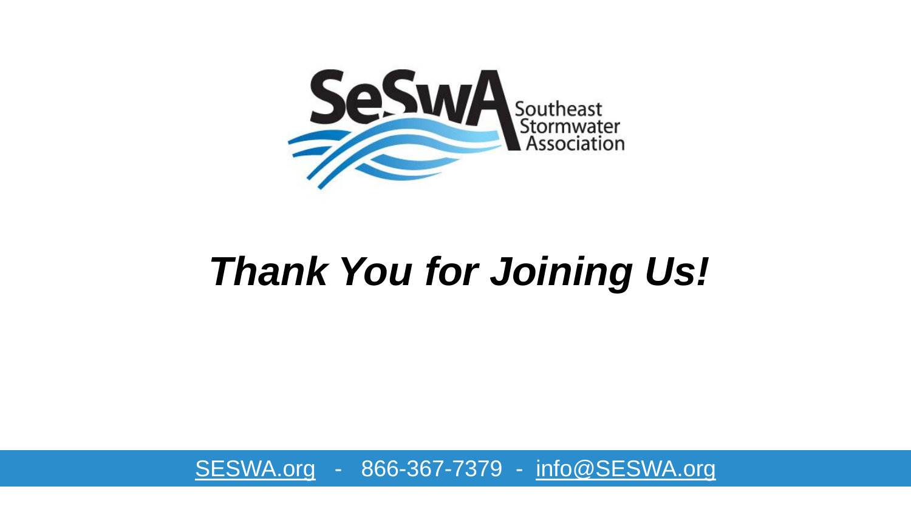SeSwA Southeast Stormwater Association

# *Thank You for Joining Us!*

SESWA.org - 866-367-7379 - info@SESWA.org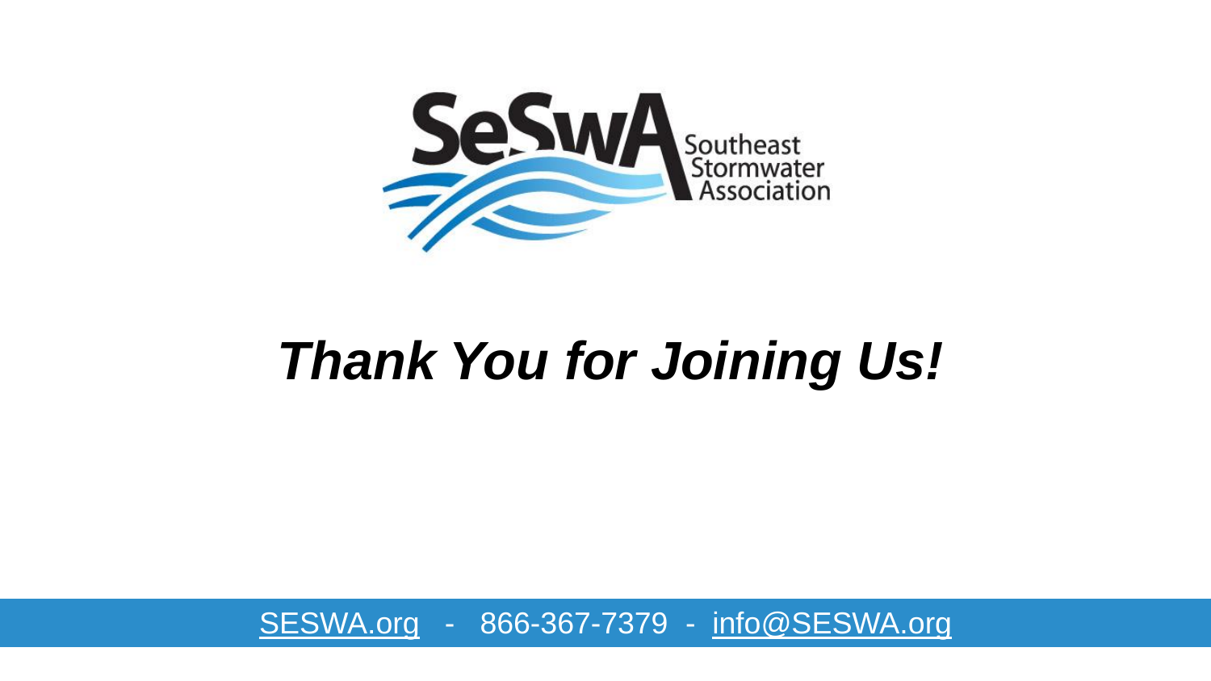SeSwA Southeast Stormwater Association

# *Thank You for Joining Us!*

SESWA.org - 866-367-7379 - info@SESWA.org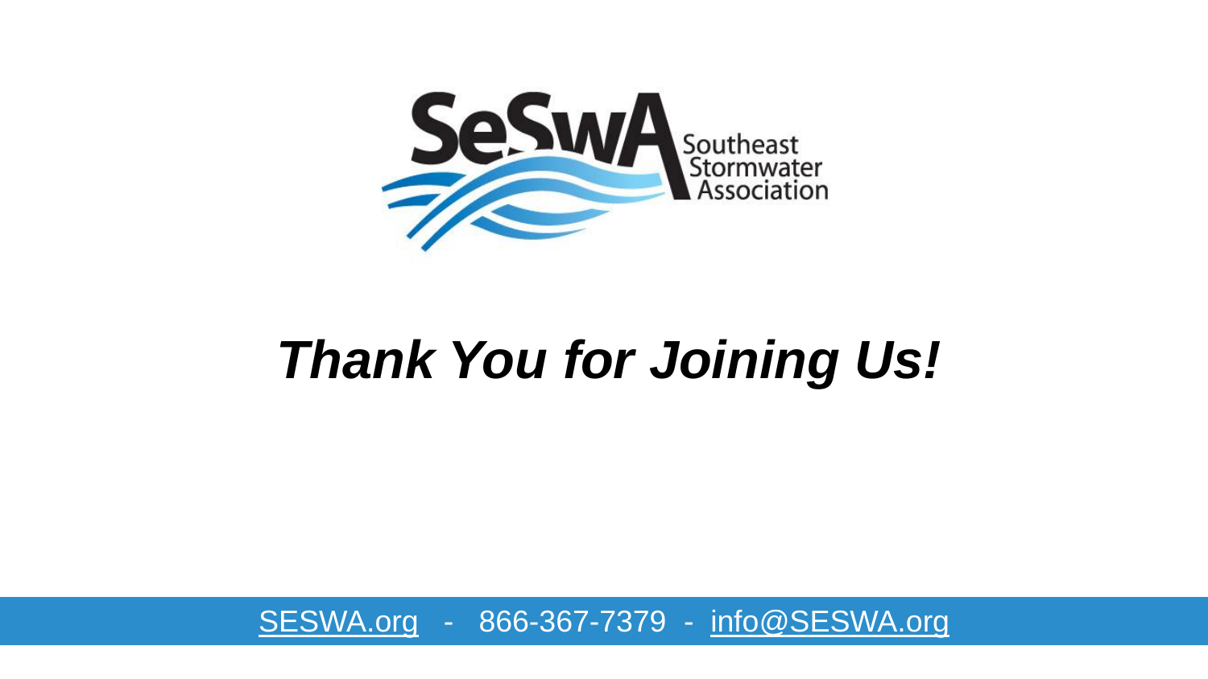SeSwA Southeast Stormwater Association

# *Thank You for Joining Us!*

SESWA.org - 866-367-7379 - info@SESWA.org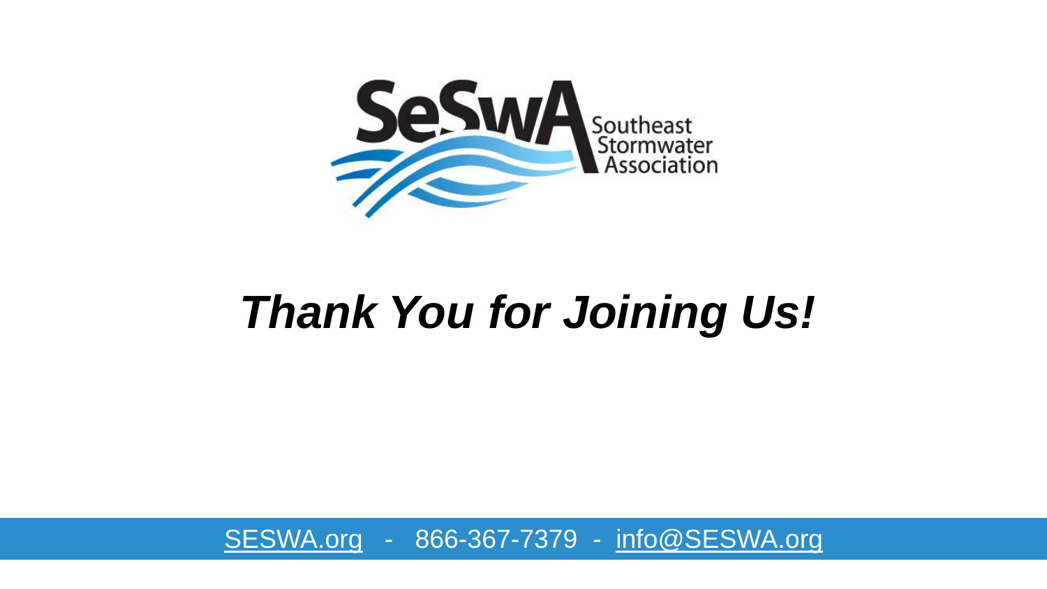SeSwA Southeast Stormwater Association

# *Thank You for Joining Us!*

SESWA.org - 866-367-7379 - info@SESWA.org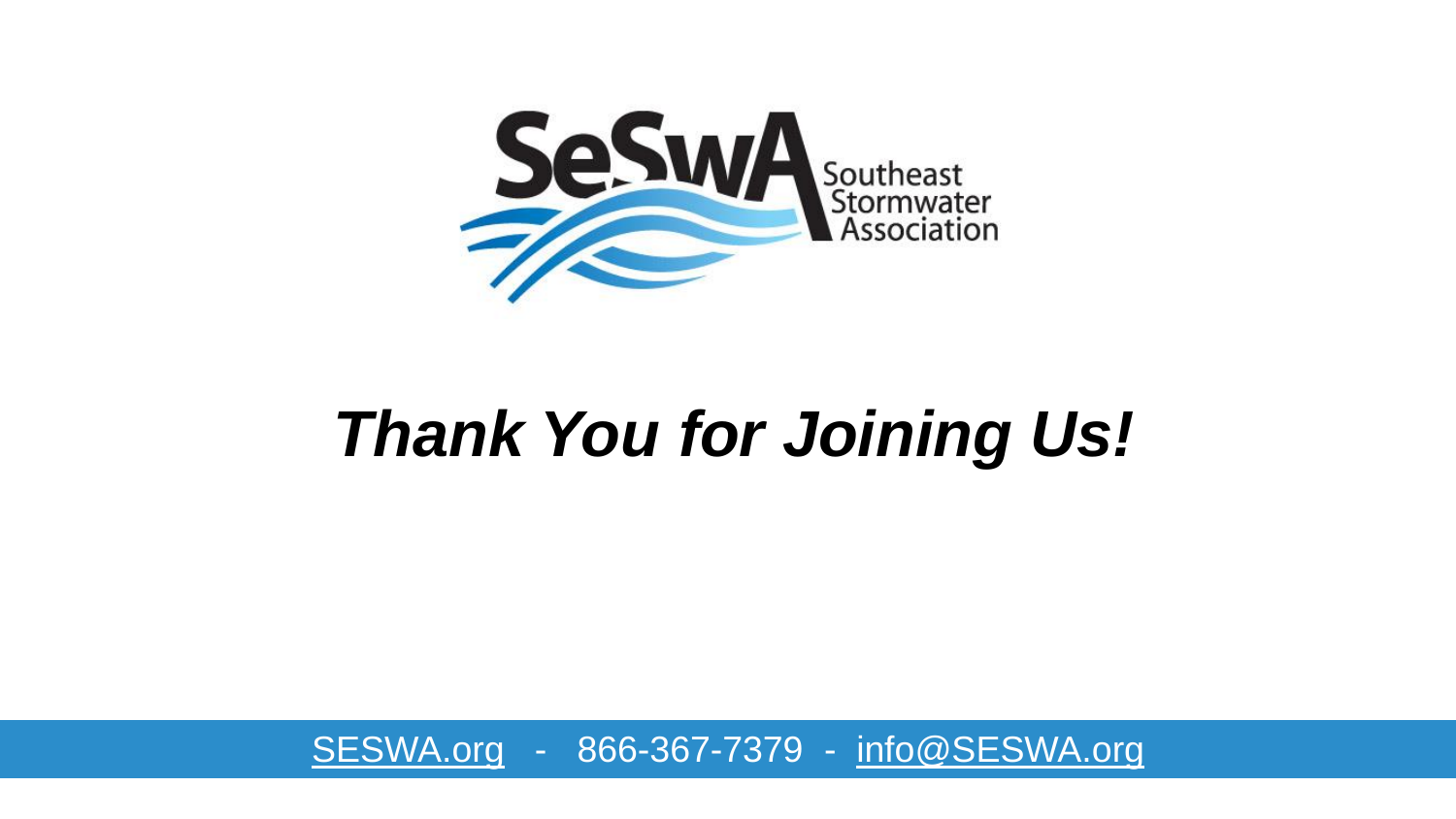SeSwA Southeast Stormwater Association

# *Thank You for Joining Us!*

SESWA.org - 866-367-7379 - info@SESWA.org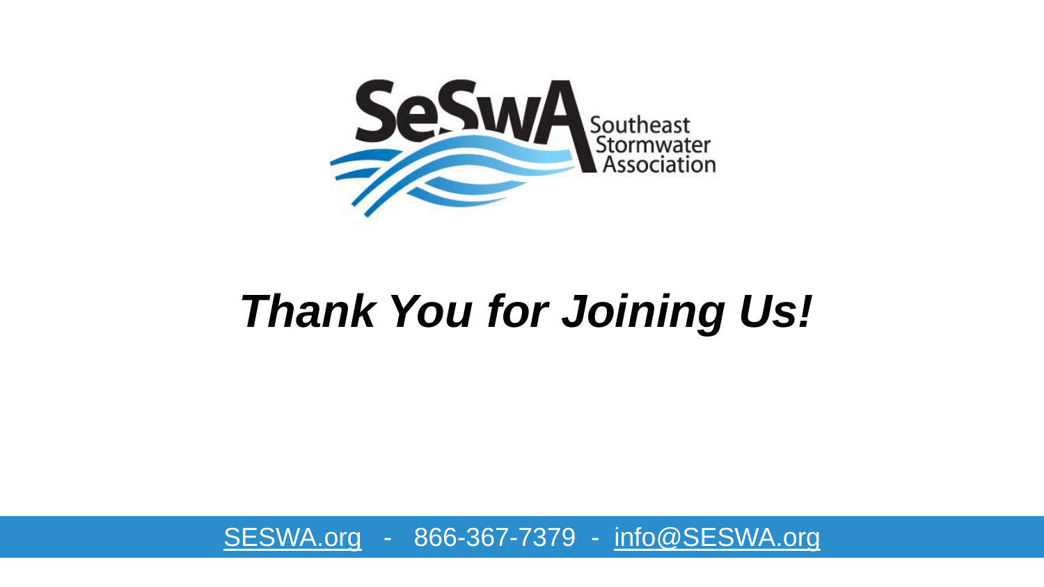SeSwA Southeast Stormwater Association

# *Thank You for Joining Us!*

SESWA.org - 866-367-7379 - info@SESWA.org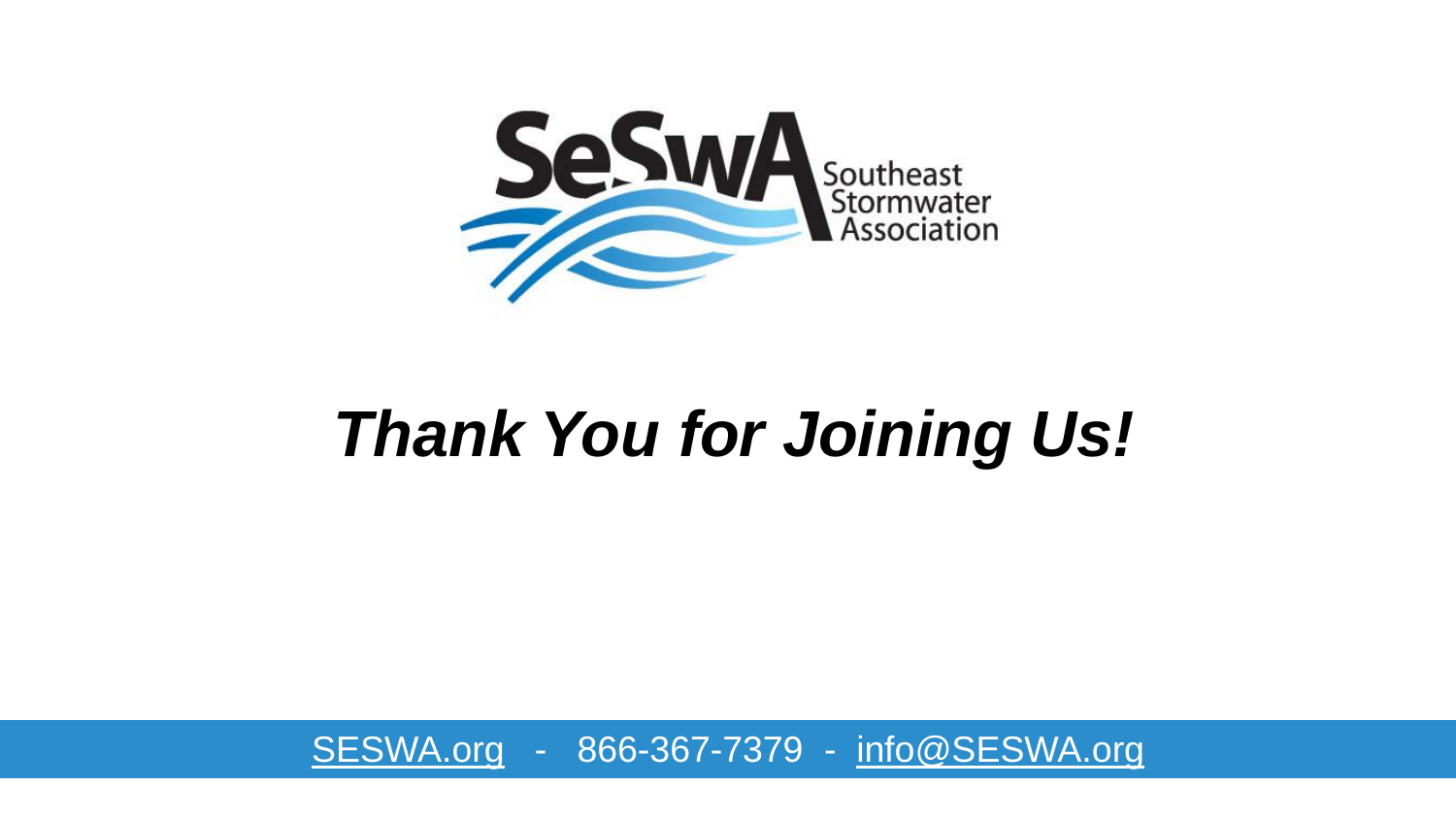SeSwA Southeast Stormwater Association

# *Thank You for Joining Us!*

SESWA.org - 866-367-7379 - info@SESWA.org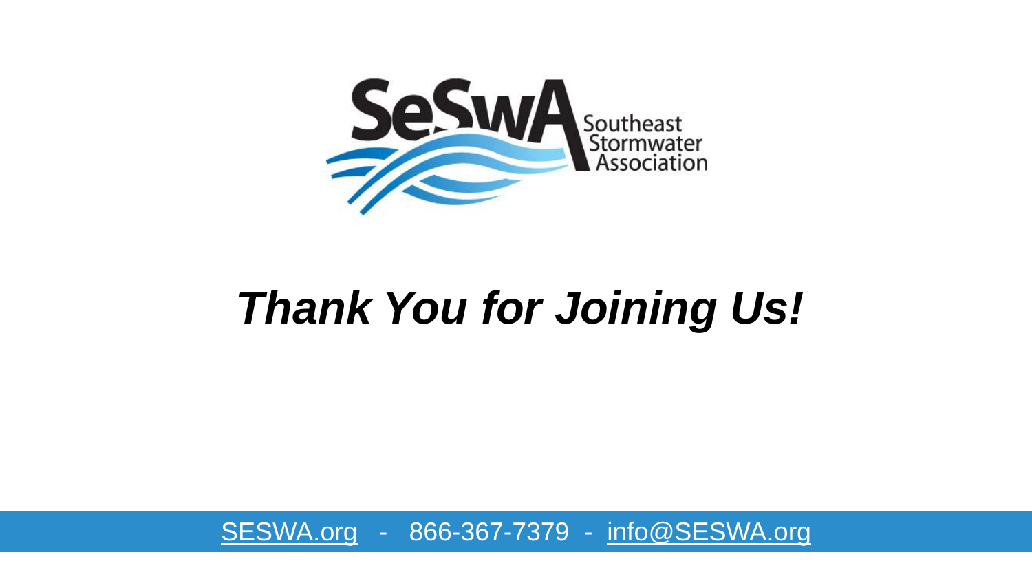SeSwA Southeast Stormwater Association

# *Thank You for Joining Us!*

SESWA.org - 866-367-7379 - info@SESWA.org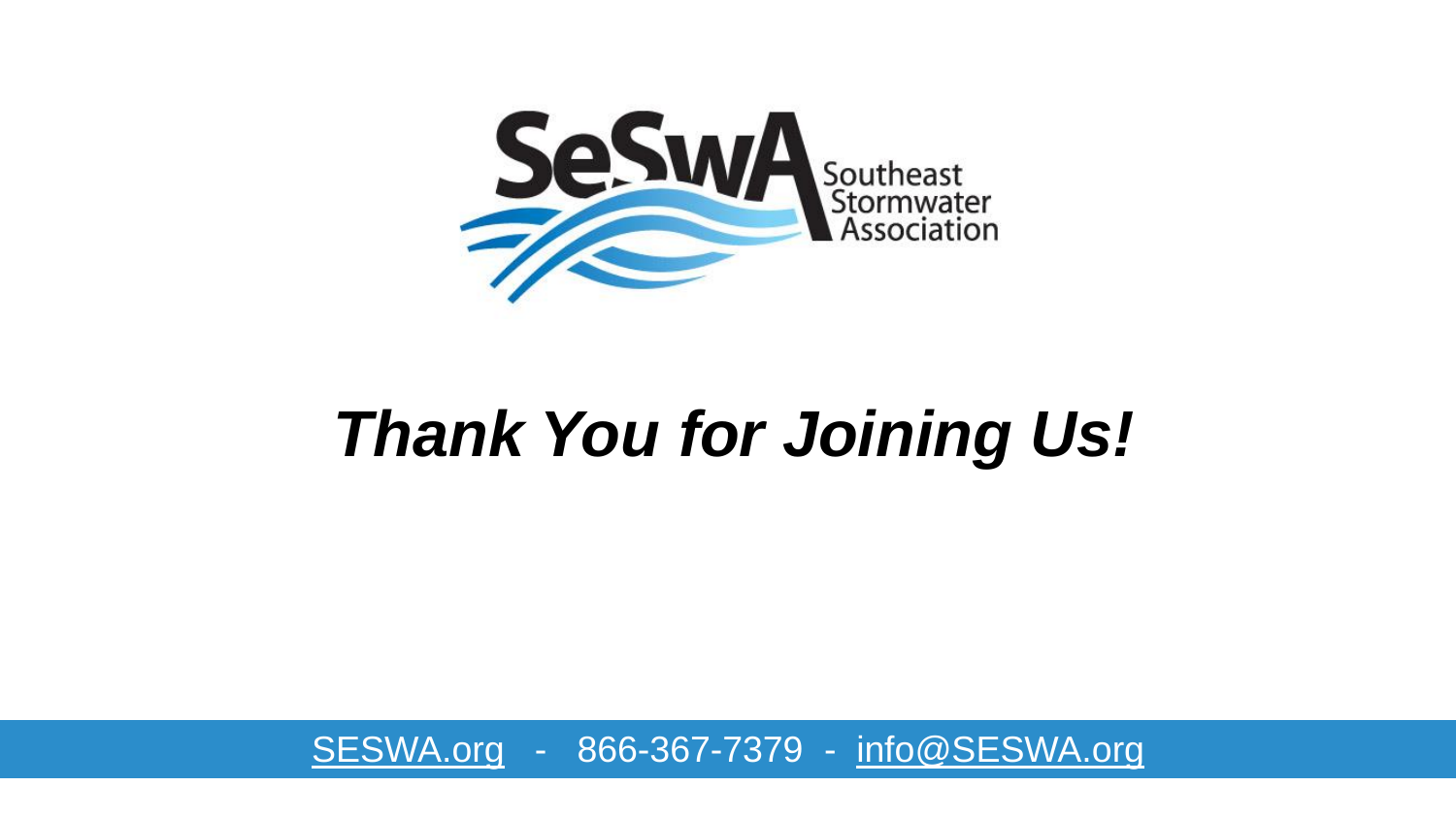SeSwA Southeast Stormwater Association

# *Thank You for Joining Us!*

SESWA.org - 866-367-7379 - info@SESWA.org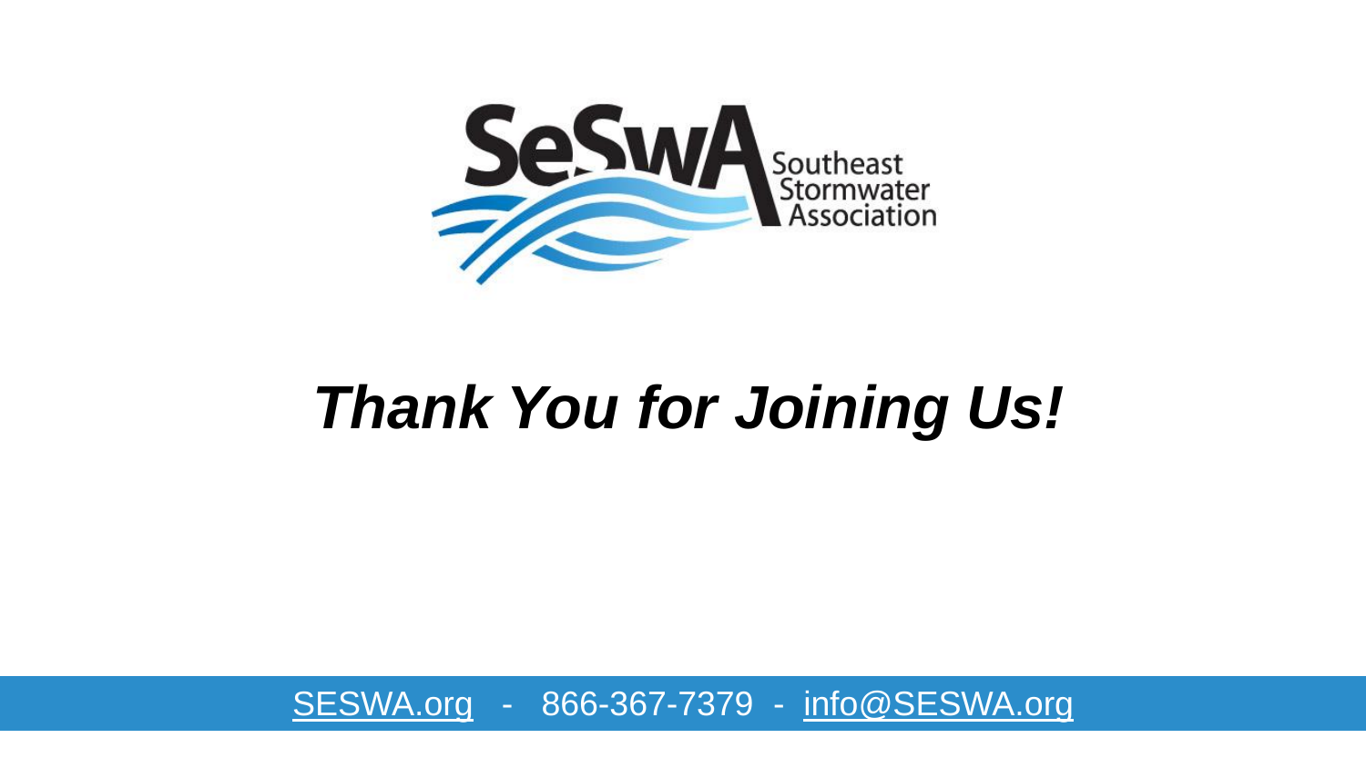SeSwA Southeast Stormwater Association

# *Thank You for Joining Us!*

SESWA.org - 866-367-7379 - info@SESWA.org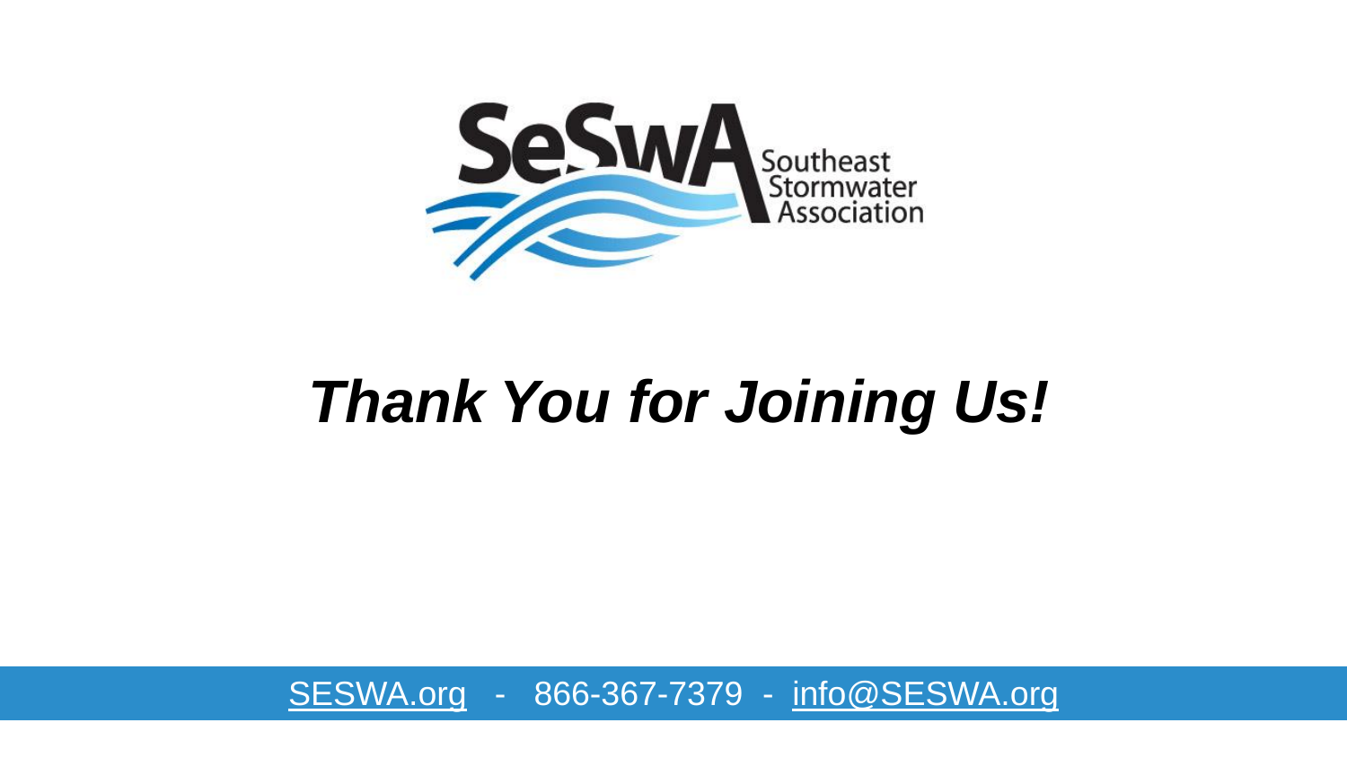SeSwA Southeast Stormwater Association

# ***Thank You for Joining Us!***

SESWA.org - 866-367-7379 - info@SESWA.org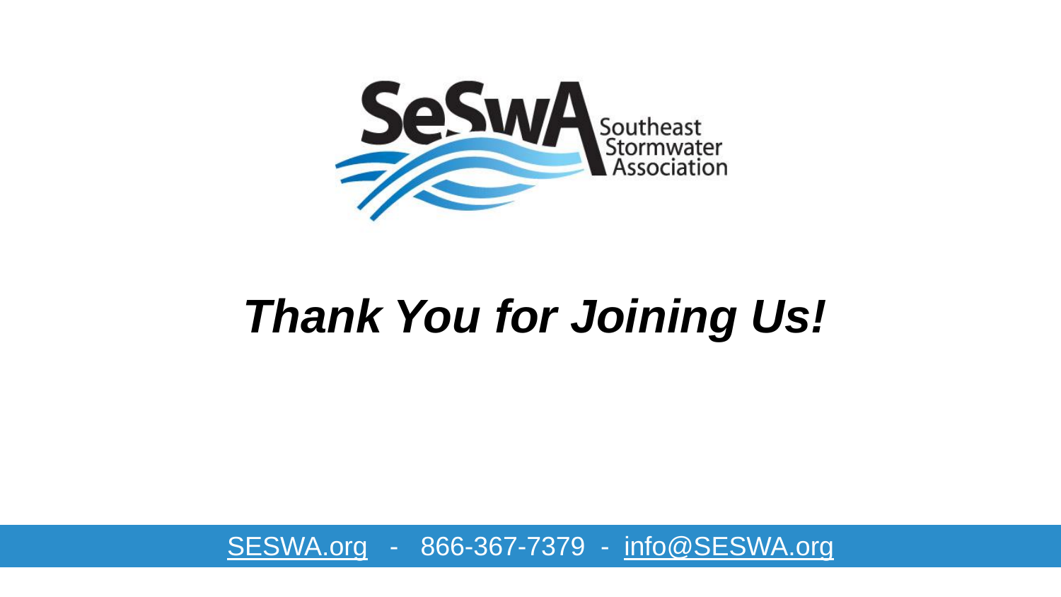SeSwA Southeast Stormwater Association

# *Thank You for Joining Us!*

SESWA.org - 866-367-7379 - info@SESWA.org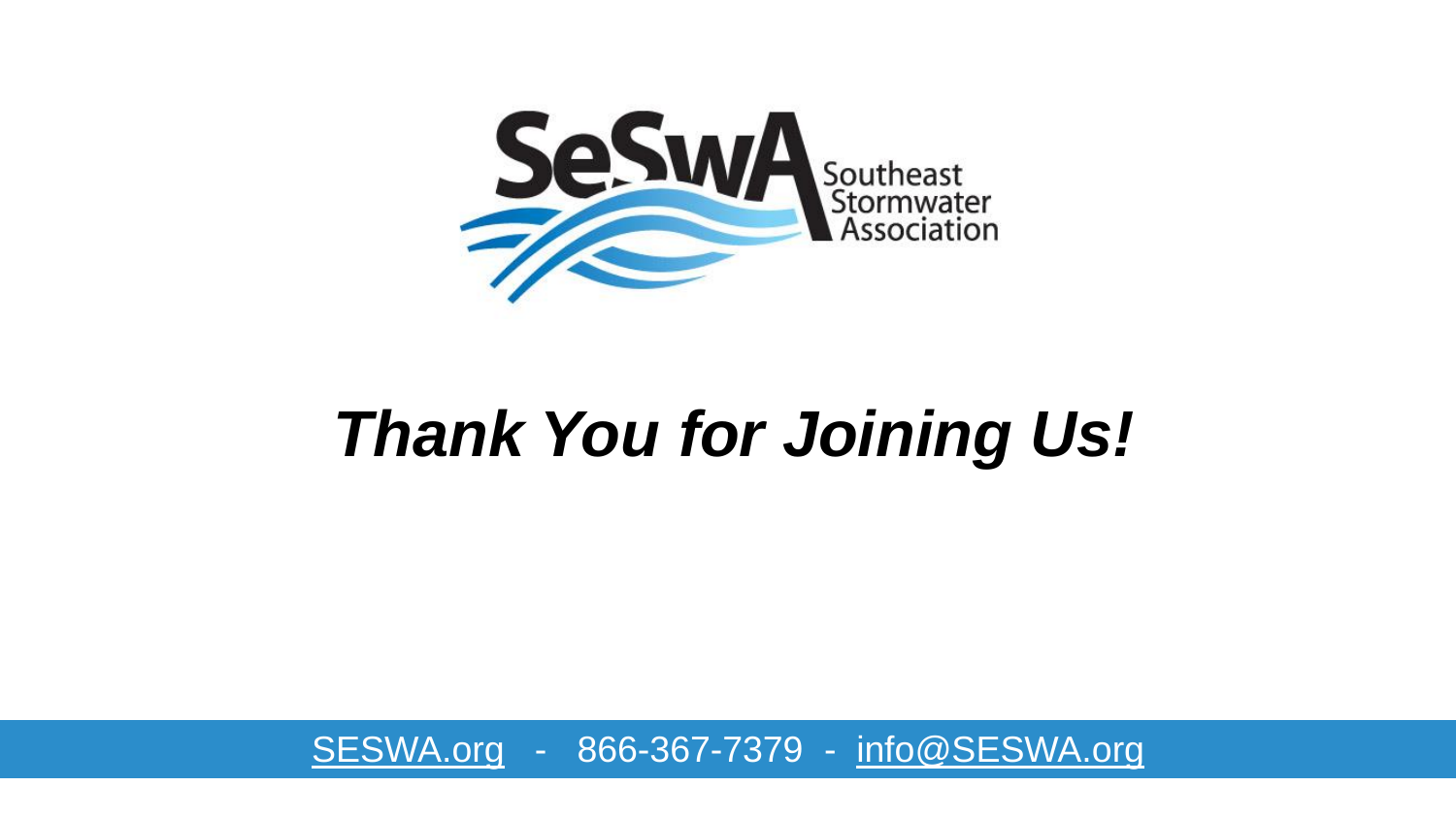SeSwA Southeast Stormwater Association

# *Thank You for Joining Us!*

SESWA.org - 866-367-7379 - info@SESWA.org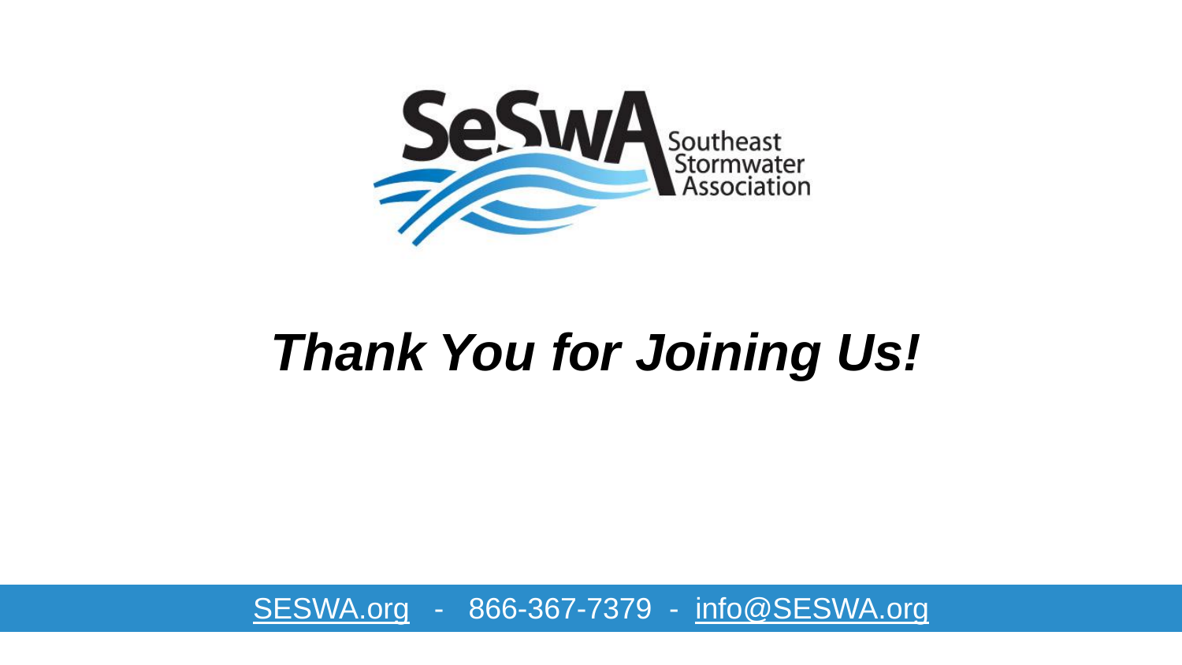SeSwA Southeast Stormwater Association

# *Thank You for Joining Us!*

SESWA.org - 866-367-7379 - info@SESWA.org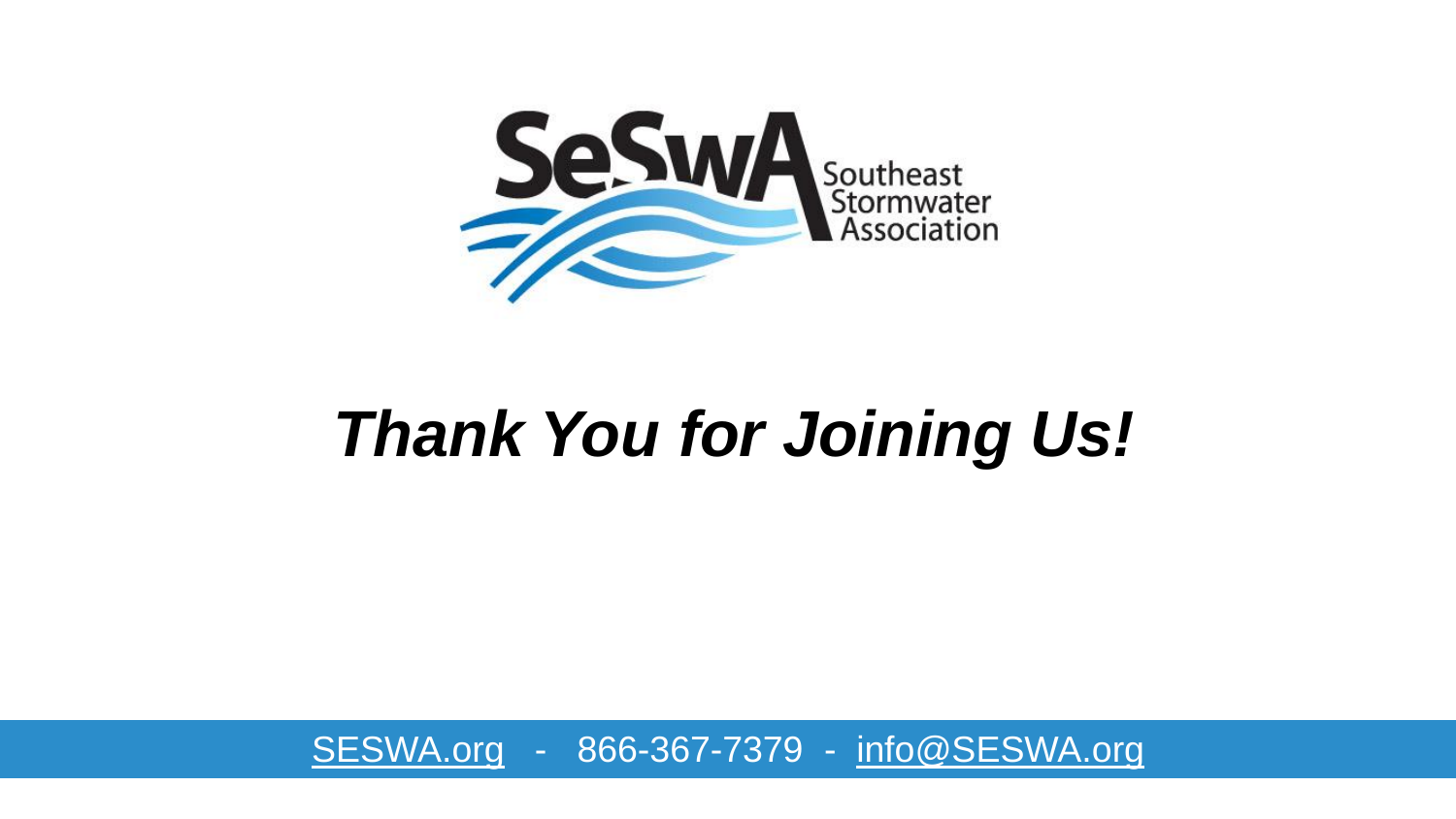SeSwA Southeast Stormwater Association

# *Thank You for Joining Us!*

SESWA.org - 866-367-7379 - info@SESWA.org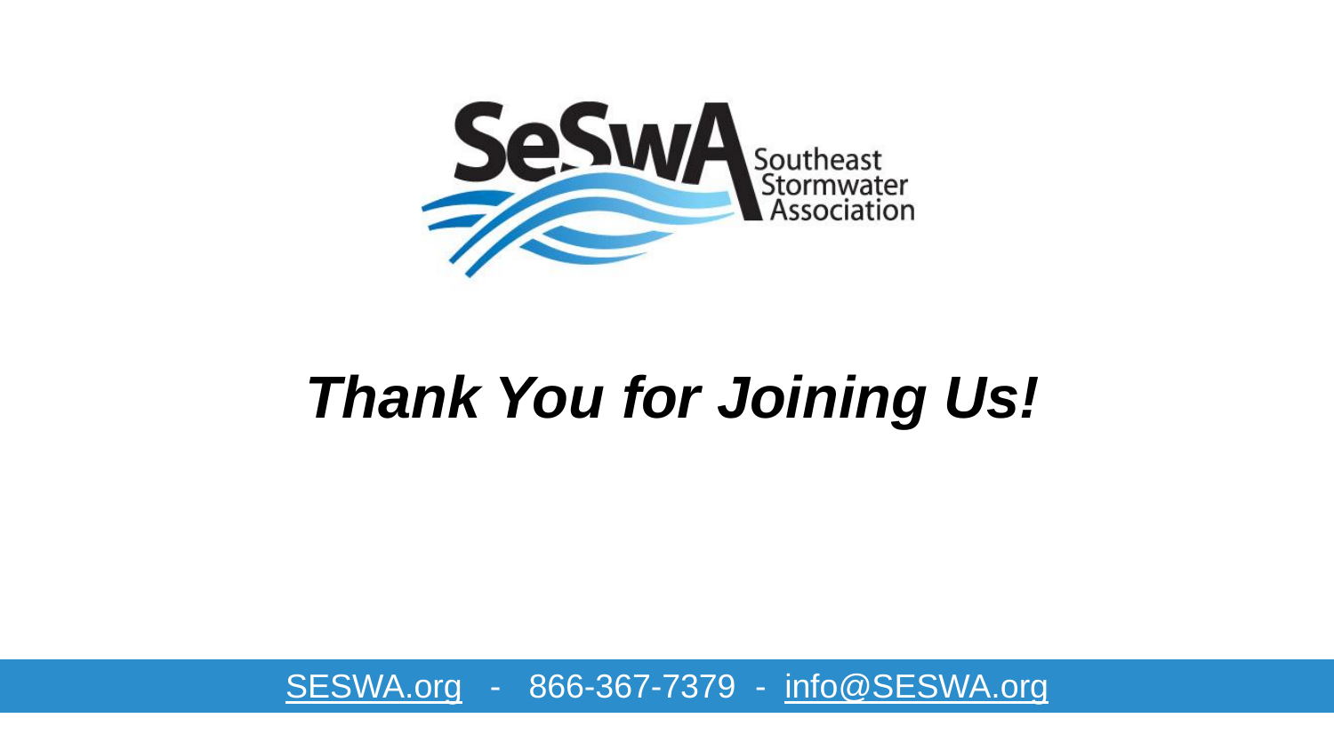SeSwA Southeast Stormwater Association

# *Thank You for Joining Us!*

SESWA.org - 866-367-7379 - info@SESWA.org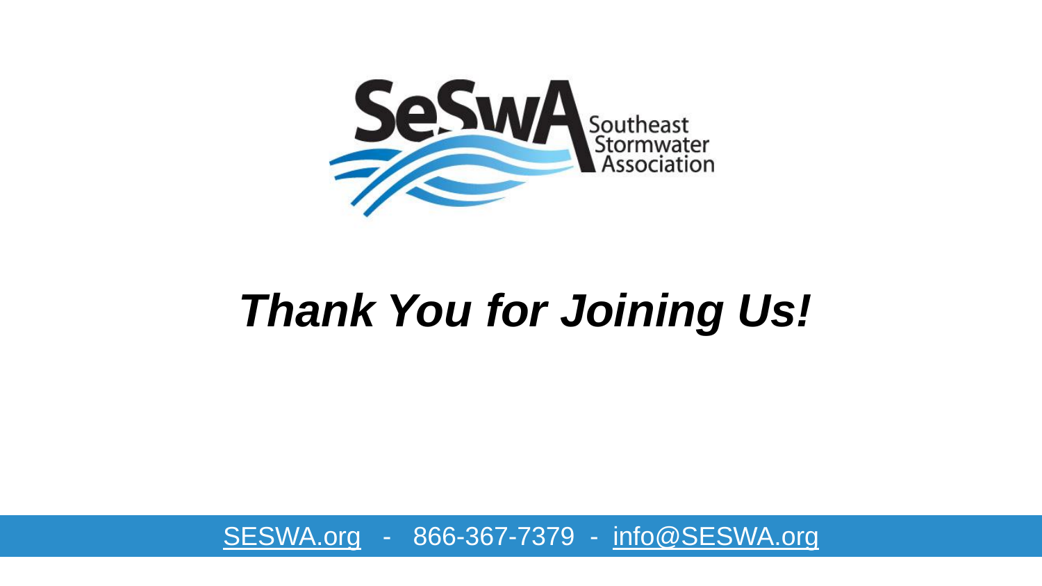SeSwA Southeast Stormwater Association

# *Thank You for Joining Us!*

SESWA.org - 866-367-7379 - info@SESWA.org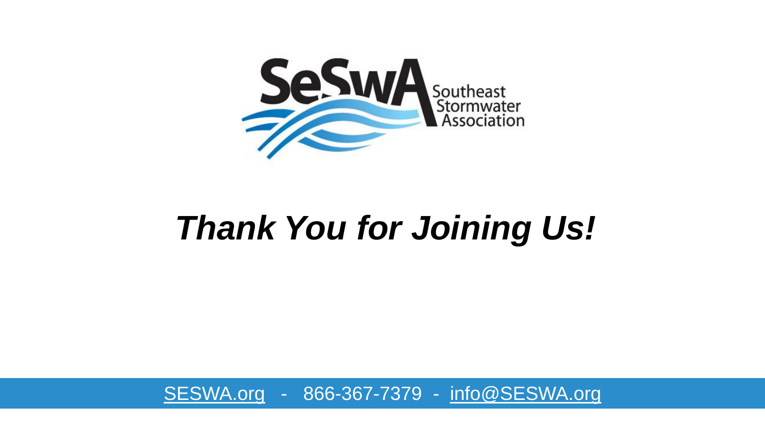SeSwA Southeast Stormwater Association

# *Thank You for Joining Us!*

SESWA.org - 866-367-7379 - info@SESWA.org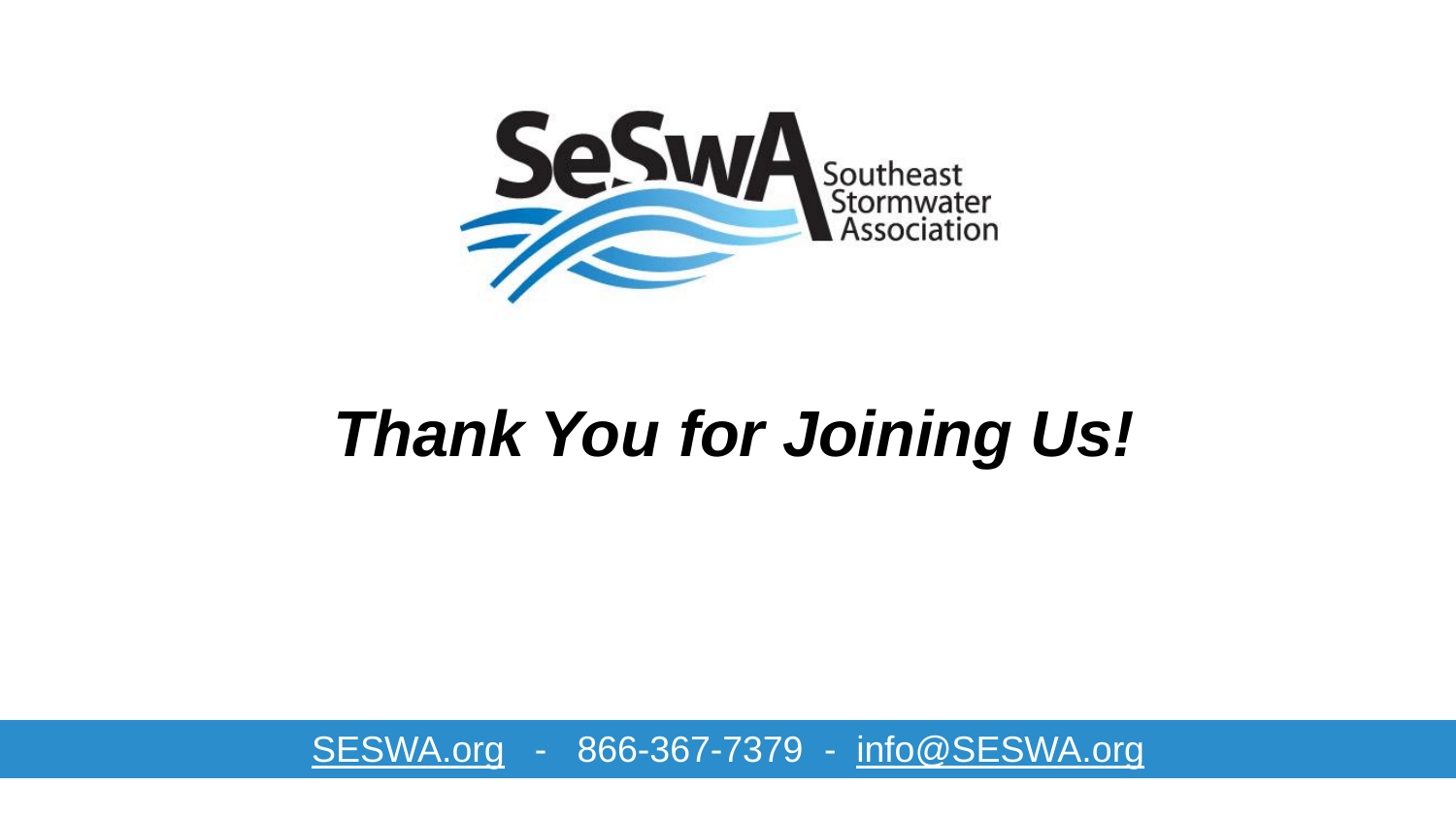SeSWA Southeast Stormwater Association

# *Thank You for Joining Us!*

SESWA.org - 866-367-7379 - info@SESWA.org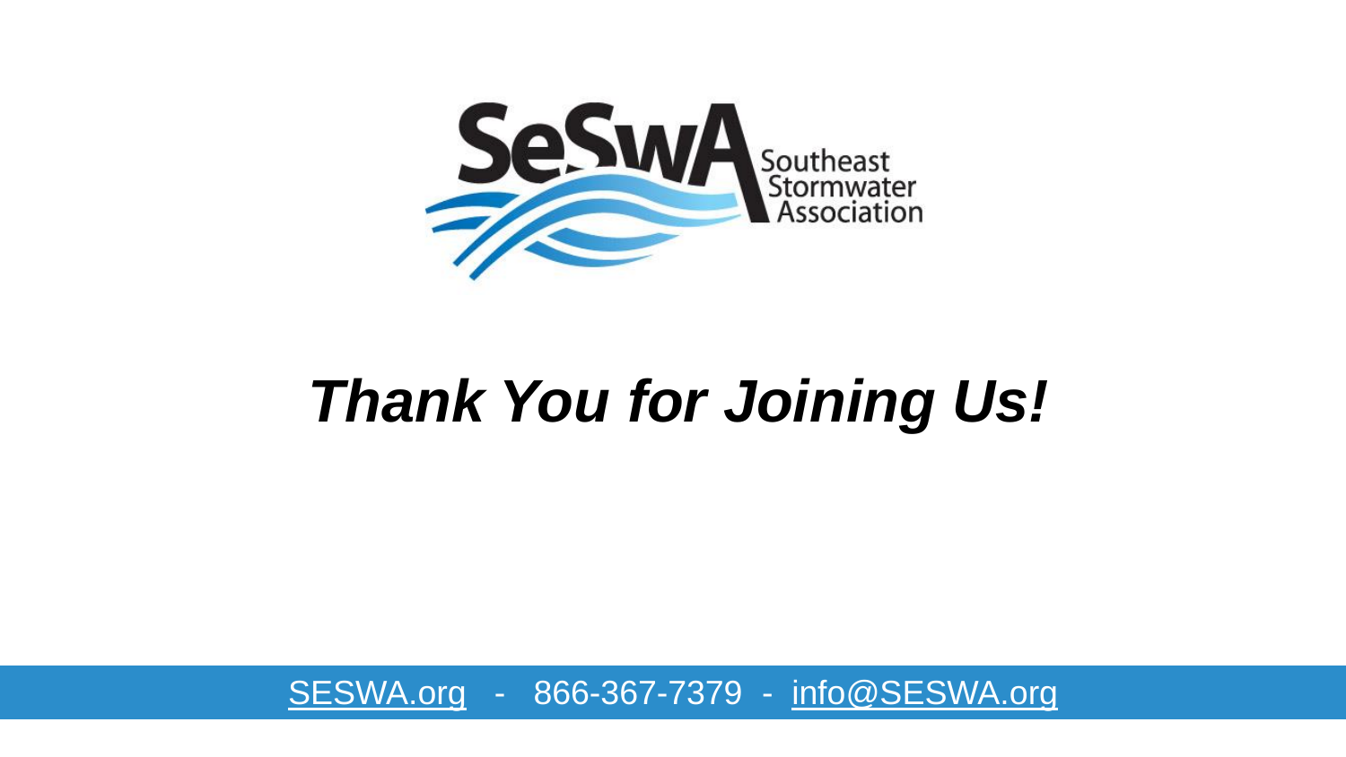SeSwA Southeast Stormwater Association

# *Thank You for Joining Us!*

SESWA.org - 866-367-7379 - info@SESWA.org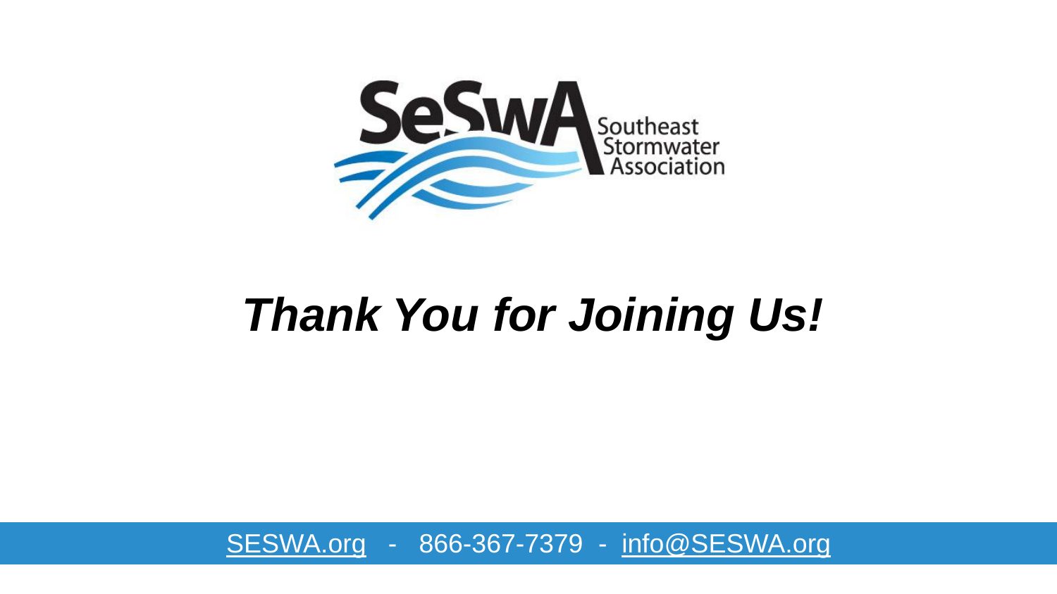SeSwA Southeast Stormwater Association

# *Thank You for Joining Us!*

SESWA.org - 866-367-7379 - info@SESWA.org